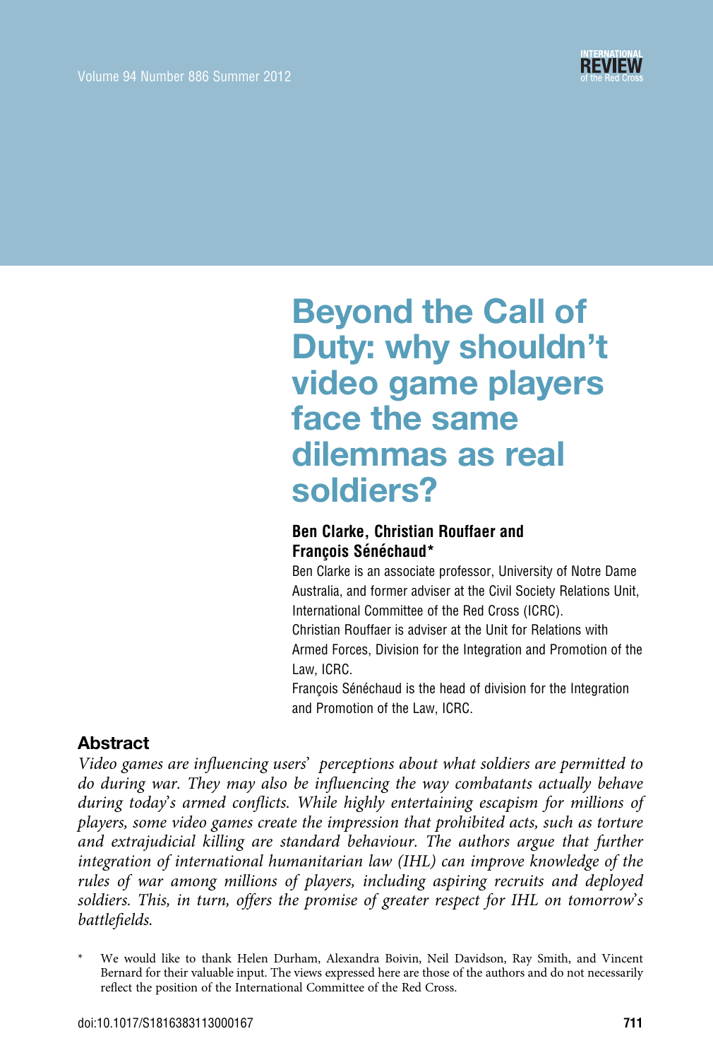# Beyond the Call of Duty: why shouldn't video game players face the same dilemmas as real soldiers?

**Ben Clarke, Christian Rouffaer and François Sénéchaud***

Ben Clarke is an associate professor, University of Notre Dame Australia, and former adviser at the Civil Society Relations Unit, International Committee of the Red Cross (ICRC).

Christian Rouffaer is adviser at the Unit for Relations with Armed Forces, Division for the Integration and Promotion of the Law, ICRC.

François Sénéchaud is the head of division for the Integration and Promotion of the Law, ICRC.

## Abstract

*Video games are influencing users' perceptions about what soldiers are permitted to do during war. They may also be influencing the way combatants actually behave during today's armed conflicts. While highly entertaining escapism for millions of players, some video games create the impression that prohibited acts, such as torture and extrajudicial killing are standard behaviour. The authors argue that further integration of international humanitarian law (IHL) can improve knowledge of the rules of war among millions of players, including aspiring recruits and deployed soldiers. This, in turn, offers the promise of greater respect for IHL on tomorrow's battlefields.*

\* We would like to thank Helen Durham, Alexandra Boivin, Neil Davidson, Ray Smith, and Vincent Bernard for their valuable input. The views expressed here are those of the authors and do not necessarily reflect the position of the International Committee of the Red Cross.

doi:10.1017/S1816383113000167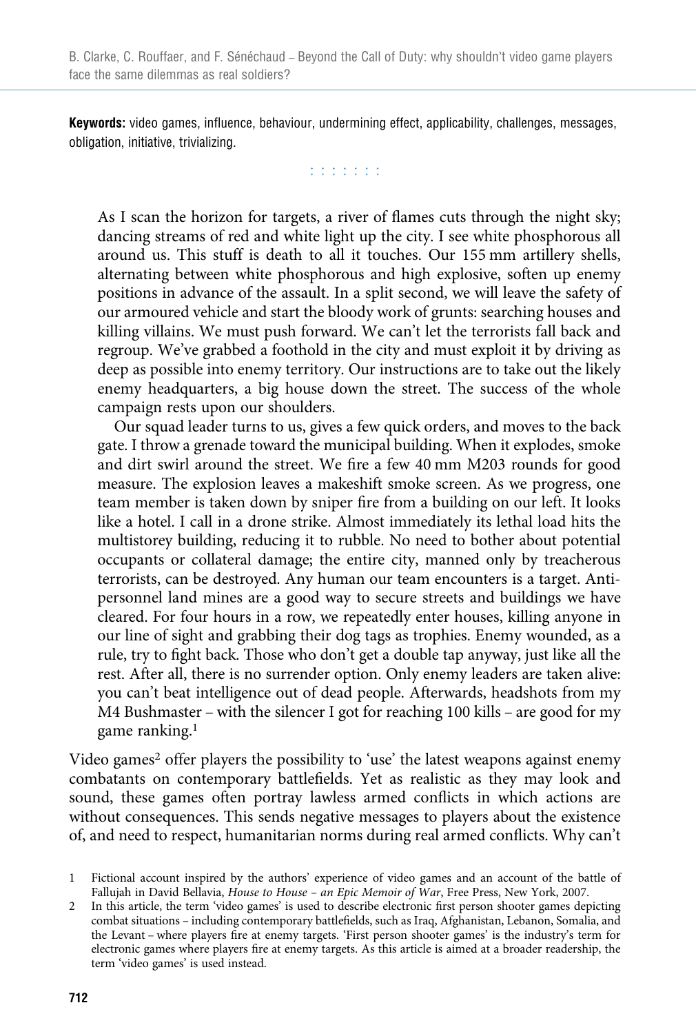**Keywords:** video games, influence, behaviour, undermining effect, applicability, challenges, messages, obligation, initiative, trivializing.

: : : : : : :

> As I scan the horizon for targets, a river of flames cuts through the night sky; dancing streams of red and white light up the city. I see white phosphorous all around us. This stuff is death to all it touches. Our 155 mm artillery shells, alternating between white phosphorous and high explosive, soften up enemy positions in advance of the assault. In a split second, we will leave the safety of our armoured vehicle and start the bloody work of grunts: searching houses and killing villains. We must push forward. We can't let the terrorists fall back and regroup. We've grabbed a foothold in the city and must exploit it by driving as deep as possible into enemy territory. Our instructions are to take out the likely enemy headquarters, a big house down the street. The success of the whole campaign rests upon our shoulders.
>
> Our squad leader turns to us, gives a few quick orders, and moves to the back gate. I throw a grenade toward the municipal building. When it explodes, smoke and dirt swirl around the street. We fire a few 40 mm M203 rounds for good measure. The explosion leaves a makeshift smoke screen. As we progress, one team member is taken down by sniper fire from a building on our left. It looks like a hotel. I call in a drone strike. Almost immediately its lethal load hits the multistorey building, reducing it to rubble. No need to bother about potential occupants or collateral damage; the entire city, manned only by treacherous terrorists, can be destroyed. Any human our team encounters is a target. Anti-personnel land mines are a good way to secure streets and buildings we have cleared. For four hours in a row, we repeatedly enter houses, killing anyone in our line of sight and grabbing their dog tags as trophies. Enemy wounded, as a rule, try to fight back. Those who don't get a double tap anyway, just like all the rest. After all, there is no surrender option. Only enemy leaders are taken alive: you can't beat intelligence out of dead people. Afterwards, headshots from my M4 Bushmaster – with the silencer I got for reaching 100 kills – are good for my game ranking.[1]

Video games[2] offer players the possibility to 'use' the latest weapons against enemy combatants on contemporary battlefields. Yet as realistic as they may look and sound, these games often portray lawless armed conflicts in which actions are without consequences. This sends negative messages to players about the existence of, and need to respect, humanitarian norms during real armed conflicts. Why can't

---

1 Fictional account inspired by the authors' experience of video games and an account of the battle of Fallujah in David Bellavia, *House to House – an Epic Memoir of War*, Free Press, New York, 2007.

2 In this article, the term 'video games' is used to describe electronic first person shooter games depicting combat situations – including contemporary battlefields, such as Iraq, Afghanistan, Lebanon, Somalia, and the Levant – where players fire at enemy targets. 'First person shooter games' is the industry's term for electronic games where players fire at enemy targets. As this article is aimed at a broader readership, the term 'video games' is used instead.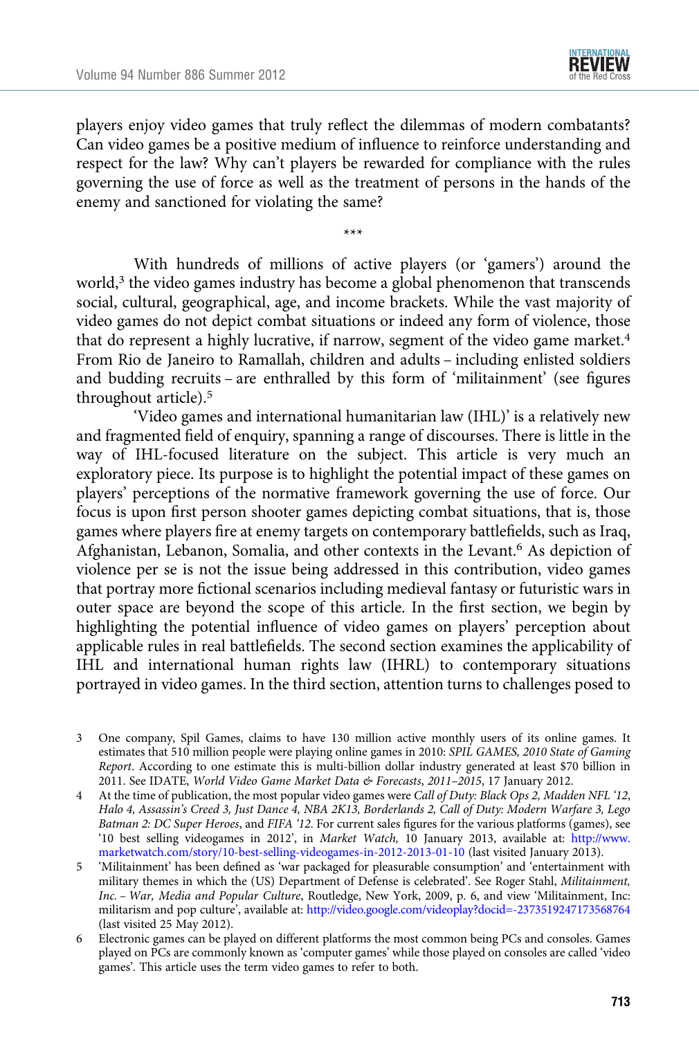players enjoy video games that truly reflect the dilemmas of modern combatants? Can video games be a positive medium of influence to reinforce understanding and respect for the law? Why can't players be rewarded for compliance with the rules governing the use of force as well as the treatment of persons in the hands of the enemy and sanctioned for violating the same?

\*\*\*

With hundreds of millions of active players (or 'gamers') around the world,[3] the video games industry has become a global phenomenon that transcends social, cultural, geographical, age, and income brackets. While the vast majority of video games do not depict combat situations or indeed any form of violence, those that do represent a highly lucrative, if narrow, segment of the video game market.[4] From Rio de Janeiro to Ramallah, children and adults – including enlisted soldiers and budding recruits – are enthralled by this form of 'militainment' (see figures throughout article).[5]

'Video games and international humanitarian law (IHL)' is a relatively new and fragmented field of enquiry, spanning a range of discourses. There is little in the way of IHL-focused literature on the subject. This article is very much an exploratory piece. Its purpose is to highlight the potential impact of these games on players' perceptions of the normative framework governing the use of force. Our focus is upon first person shooter games depicting combat situations, that is, those games where players fire at enemy targets on contemporary battlefields, such as Iraq, Afghanistan, Lebanon, Somalia, and other contexts in the Levant.[6] As depiction of violence per se is not the issue being addressed in this contribution, video games that portray more fictional scenarios including medieval fantasy or futuristic wars in outer space are beyond the scope of this article. In the first section, we begin by highlighting the potential influence of video games on players' perception about applicable rules in real battlefields. The second section examines the applicability of IHL and international human rights law (IHRL) to contemporary situations portrayed in video games. In the third section, attention turns to challenges posed to

---

3 One company, Spil Games, claims to have 130 million active monthly users of its online games. It estimates that 510 million people were playing online games in 2010: *SPIL GAMES, 2010 State of Gaming Report*. According to one estimate this is multi-billion dollar industry generated at least $70 billion in 2011. See IDATE, *World Video Game Market Data & Forecasts, 2011–2015*, 17 January 2012.

4 At the time of publication, the most popular video games were *Call of Duty: Black Ops 2, Madden NFL '12, Halo 4, Assassin's Creed 3, Just Dance 4, NBA 2K13, Borderlands 2, Call of Duty: Modern Warfare 3, Lego Batman 2: DC Super Heroes*, and *FIFA '12*. For current sales figures for the various platforms (games), see '10 best selling videogames in 2012', in *Market Watch,* 10 January 2013, available at: http://www.marketwatch.com/story/10-best-selling-videogames-in-2012-2013-01-10 (last visited January 2013).

5 'Militainment' has been defined as 'war packaged for pleasurable consumption' and 'entertainment with military themes in which the (US) Department of Defense is celebrated'. See Roger Stahl, *Militainment, Inc. – War, Media and Popular Culture*, Routledge, New York, 2009, p. 6, and view 'Militainment, Inc: militarism and pop culture', available at: http://video.google.com/videoplay?docid=-2373519247173568764 (last visited 25 May 2012).

6 Electronic games can be played on different platforms the most common being PCs and consoles. Games played on PCs are commonly known as 'computer games' while those played on consoles are called 'video games'. This article uses the term video games to refer to both.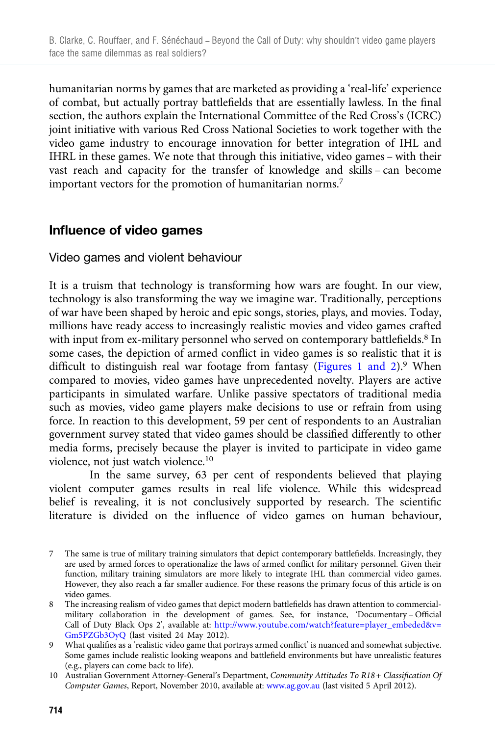humanitarian norms by games that are marketed as providing a 'real-life' experience of combat, but actually portray battlefields that are essentially lawless. In the final section, the authors explain the International Committee of the Red Cross's (ICRC) joint initiative with various Red Cross National Societies to work together with the video game industry to encourage innovation for better integration of IHL and IHRL in these games. We note that through this initiative, video games – with their vast reach and capacity for the transfer of knowledge and skills – can become important vectors for the promotion of humanitarian norms.[7]

## Influence of video games

### Video games and violent behaviour

It is a truism that technology is transforming how wars are fought. In our view, technology is also transforming the way we imagine war. Traditionally, perceptions of war have been shaped by heroic and epic songs, stories, plays, and movies. Today, millions have ready access to increasingly realistic movies and video games crafted with input from ex-military personnel who served on contemporary battlefields.[8] In some cases, the depiction of armed conflict in video games is so realistic that it is difficult to distinguish real war footage from fantasy (Figures 1 and 2).[9] When compared to movies, video games have unprecedented novelty. Players are active participants in simulated warfare. Unlike passive spectators of traditional media such as movies, video game players make decisions to use or refrain from using force. In reaction to this development, 59 per cent of respondents to an Australian government survey stated that video games should be classified differently to other media forms, precisely because the player is invited to participate in video game violence, not just watch violence.[10]

In the same survey, 63 per cent of respondents believed that playing violent computer games results in real life violence. While this widespread belief is revealing, it is not conclusively supported by research. The scientific literature is divided on the influence of video games on human behaviour,

---

7 The same is true of military training simulators that depict contemporary battlefields. Increasingly, they are used by armed forces to operationalize the laws of armed conflict for military personnel. Given their function, military training simulators are more likely to integrate IHL than commercial video games. However, they also reach a far smaller audience. For these reasons the primary focus of this article is on video games.

8 The increasing realism of video games that depict modern battlefields has drawn attention to commercial-military collaboration in the development of games. See, for instance, 'Documentary – Official Call of Duty Black Ops 2', available at: http://www.youtube.com/watch?feature=player_embeded&v=Gm5PZGb3OyQ (last visited 24 May 2012).

9 What qualifies as a 'realistic video game that portrays armed conflict' is nuanced and somewhat subjective. Some games include realistic looking weapons and battlefield environments but have unrealistic features (e.g., players can come back to life).

10 Australian Government Attorney-General's Department, *Community Attitudes To R18+ Classification Of Computer Games*, Report, November 2010, available at: www.ag.gov.au (last visited 5 April 2012).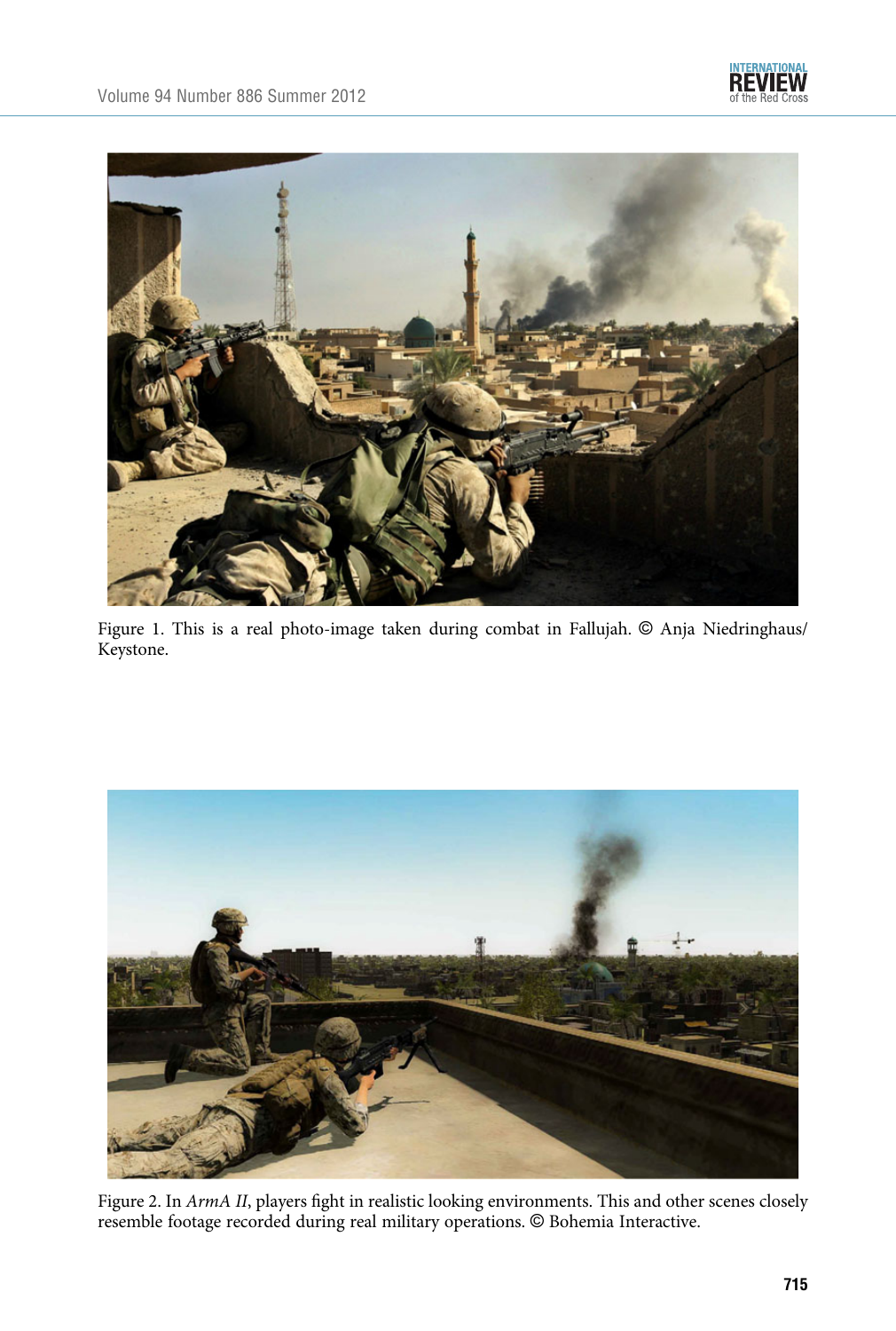Figure 1. This is a real photo-image taken during combat in Fallujah. © Anja Niedringhaus/ Keystone.

Figure 2. In *ArmA II*, players fight in realistic looking environments. This and other scenes closely resemble footage recorded during real military operations. © Bohemia Interactive.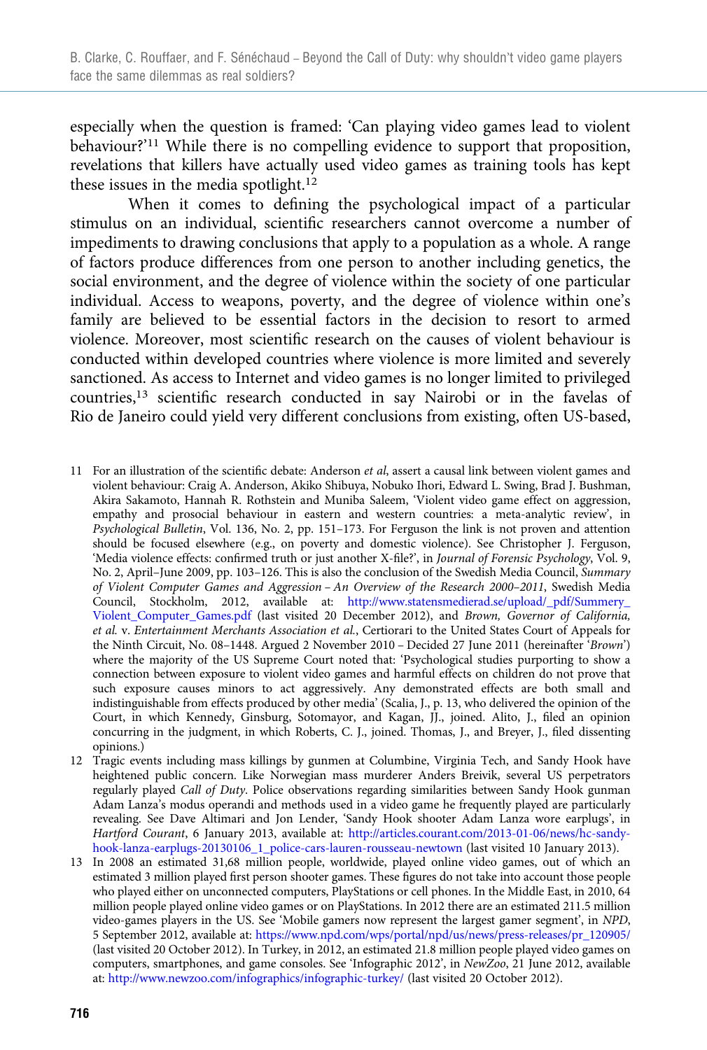especially when the question is framed: 'Can playing video games lead to violent behaviour?'[11] While there is no compelling evidence to support that proposition, revelations that killers have actually used video games as training tools has kept these issues in the media spotlight.[12]

When it comes to defining the psychological impact of a particular stimulus on an individual, scientific researchers cannot overcome a number of impediments to drawing conclusions that apply to a population as a whole. A range of factors produce differences from one person to another including genetics, the social environment, and the degree of violence within the society of one particular individual. Access to weapons, poverty, and the degree of violence within one's family are believed to be essential factors in the decision to resort to armed violence. Moreover, most scientific research on the causes of violent behaviour is conducted within developed countries where violence is more limited and severely sanctioned. As access to Internet and video games is no longer limited to privileged countries,[13] scientific research conducted in say Nairobi or in the favelas of Rio de Janeiro could yield very different conclusions from existing, often US-based,

11 For an illustration of the scientific debate: Anderson *et al*, assert a causal link between violent games and violent behaviour: Craig A. Anderson, Akiko Shibuya, Nobuko Ihori, Edward L. Swing, Brad J. Bushman, Akira Sakamoto, Hannah R. Rothstein and Muniba Saleem, 'Violent video game effect on aggression, empathy and prosocial behaviour in eastern and western countries: a meta-analytic review', in *Psychological Bulletin*, Vol. 136, No. 2, pp. 151–173. For Ferguson the link is not proven and attention should be focused elsewhere (e.g., on poverty and domestic violence). See Christopher J. Ferguson, 'Media violence effects: confirmed truth or just another X-file?', in *Journal of Forensic Psychology*, Vol. 9, No. 2, April–June 2009, pp. 103–126. This is also the conclusion of the Swedish Media Council, *Summary of Violent Computer Games and Aggression – An Overview of the Research 2000–2011*, Swedish Media Council, Stockholm, 2012, available at: http://www.statensmedierad.se/upload/_pdf/Summery_Violent_Computer_Games.pdf (last visited 20 December 2012), and *Brown, Governor of California, et al.* v. *Entertainment Merchants Association et al.*, Certiorari to the United States Court of Appeals for the Ninth Circuit, No. 08–1448. Argued 2 November 2010 – Decided 27 June 2011 (hereinafter '*Brown*') where the majority of the US Supreme Court noted that: 'Psychological studies purporting to show a connection between exposure to violent video games and harmful effects on children do not prove that such exposure causes minors to act aggressively. Any demonstrated effects are both small and indistinguishable from effects produced by other media' (Scalia, J., p. 13, who delivered the opinion of the Court, in which Kennedy, Ginsburg, Sotomayor, and Kagan, JJ., joined. Alito, J., filed an opinion concurring in the judgment, in which Roberts, C. J., joined. Thomas, J., and Breyer, J., filed dissenting opinions.)

12 Tragic events including mass killings by gunmen at Columbine, Virginia Tech, and Sandy Hook have heightened public concern. Like Norwegian mass murderer Anders Breivik, several US perpetrators regularly played *Call of Duty*. Police observations regarding similarities between Sandy Hook gunman Adam Lanza's modus operandi and methods used in a video game he frequently played are particularly revealing. See Dave Altimari and Jon Lender, 'Sandy Hook shooter Adam Lanza wore earplugs', in *Hartford Courant*, 6 January 2013, available at: http://articles.courant.com/2013-01-06/news/hc-sandy-hook-lanza-earplugs-20130106_1_police-cars-lauren-rousseau-newtown (last visited 10 January 2013).

13 In 2008 an estimated 31,68 million people, worldwide, played online video games, out of which an estimated 3 million played first person shooter games. These figures do not take into account those people who played either on unconnected computers, PlayStations or cell phones. In the Middle East, in 2010, 64 million people played online video games or on PlayStations. In 2012 there are an estimated 211.5 million video-games players in the US. See 'Mobile gamers now represent the largest gamer segment', in *NPD*, 5 September 2012, available at: https://www.npd.com/wps/portal/npd/us/news/press-releases/pr_120905/ (last visited 20 October 2012). In Turkey, in 2012, an estimated 21.8 million people played video games on computers, smartphones, and game consoles. See 'Infographic 2012', in *NewZoo*, 21 June 2012, available at: http://www.newzoo.com/infographics/infographic-turkey/ (last visited 20 October 2012).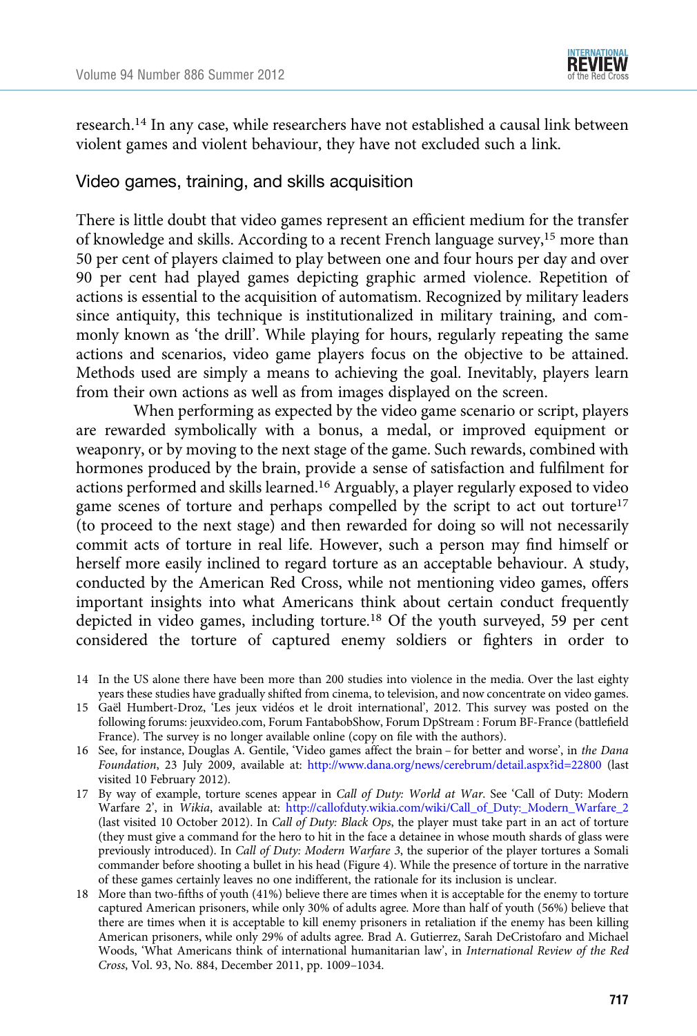research.[14] In any case, while researchers have not established a causal link between violent games and violent behaviour, they have not excluded such a link.

## Video games, training, and skills acquisition

There is little doubt that video games represent an efficient medium for the transfer of knowledge and skills. According to a recent French language survey,[15] more than 50 per cent of players claimed to play between one and four hours per day and over 90 per cent had played games depicting graphic armed violence. Repetition of actions is essential to the acquisition of automatism. Recognized by military leaders since antiquity, this technique is institutionalized in military training, and commonly known as 'the drill'. While playing for hours, regularly repeating the same actions and scenarios, video game players focus on the objective to be attained. Methods used are simply a means to achieving the goal. Inevitably, players learn from their own actions as well as from images displayed on the screen.

When performing as expected by the video game scenario or script, players are rewarded symbolically with a bonus, a medal, or improved equipment or weaponry, or by moving to the next stage of the game. Such rewards, combined with hormones produced by the brain, provide a sense of satisfaction and fulfilment for actions performed and skills learned.[16] Arguably, a player regularly exposed to video game scenes of torture and perhaps compelled by the script to act out torture[17] (to proceed to the next stage) and then rewarded for doing so will not necessarily commit acts of torture in real life. However, such a person may find himself or herself more easily inclined to regard torture as an acceptable behaviour. A study, conducted by the American Red Cross, while not mentioning video games, offers important insights into what Americans think about certain conduct frequently depicted in video games, including torture.[18] Of the youth surveyed, 59 per cent considered the torture of captured enemy soldiers or fighters in order to

14 In the US alone there have been more than 200 studies into violence in the media. Over the last eighty years these studies have gradually shifted from cinema, to television, and now concentrate on video games.

15 Gaël Humbert-Droz, 'Les jeux vidéos et le droit international', 2012. This survey was posted on the following forums: jeuxvideo.com, Forum FantabobShow, Forum DpStream : Forum BF-France (battlefield France). The survey is no longer available online (copy on file with the authors).

16 See, for instance, Douglas A. Gentile, 'Video games affect the brain – for better and worse', in *the Dana Foundation*, 23 July 2009, available at: http://www.dana.org/news/cerebrum/detail.aspx?id=22800 (last visited 10 February 2012).

17 By way of example, torture scenes appear in *Call of Duty: World at War*. See 'Call of Duty: Modern Warfare 2', in *Wikia*, available at: http://callofduty.wikia.com/wiki/Call_of_Duty:_Modern_Warfare_2 (last visited 10 October 2012). In *Call of Duty: Black Ops*, the player must take part in an act of torture (they must give a command for the hero to hit in the face a detainee in whose mouth shards of glass were previously introduced). In *Call of Duty: Modern Warfare 3*, the superior of the player tortures a Somali commander before shooting a bullet in his head (Figure 4). While the presence of torture in the narrative of these games certainly leaves no one indifferent, the rationale for its inclusion is unclear.

18 More than two-fifths of youth (41%) believe there are times when it is acceptable for the enemy to torture captured American prisoners, while only 30% of adults agree. More than half of youth (56%) believe that there are times when it is acceptable to kill enemy prisoners in retaliation if the enemy has been killing American prisoners, while only 29% of adults agree. Brad A. Gutierrez, Sarah DeCristofaro and Michael Woods, 'What Americans think of international humanitarian law', in *International Review of the Red Cross*, Vol. 93, No. 884, December 2011, pp. 1009–1034.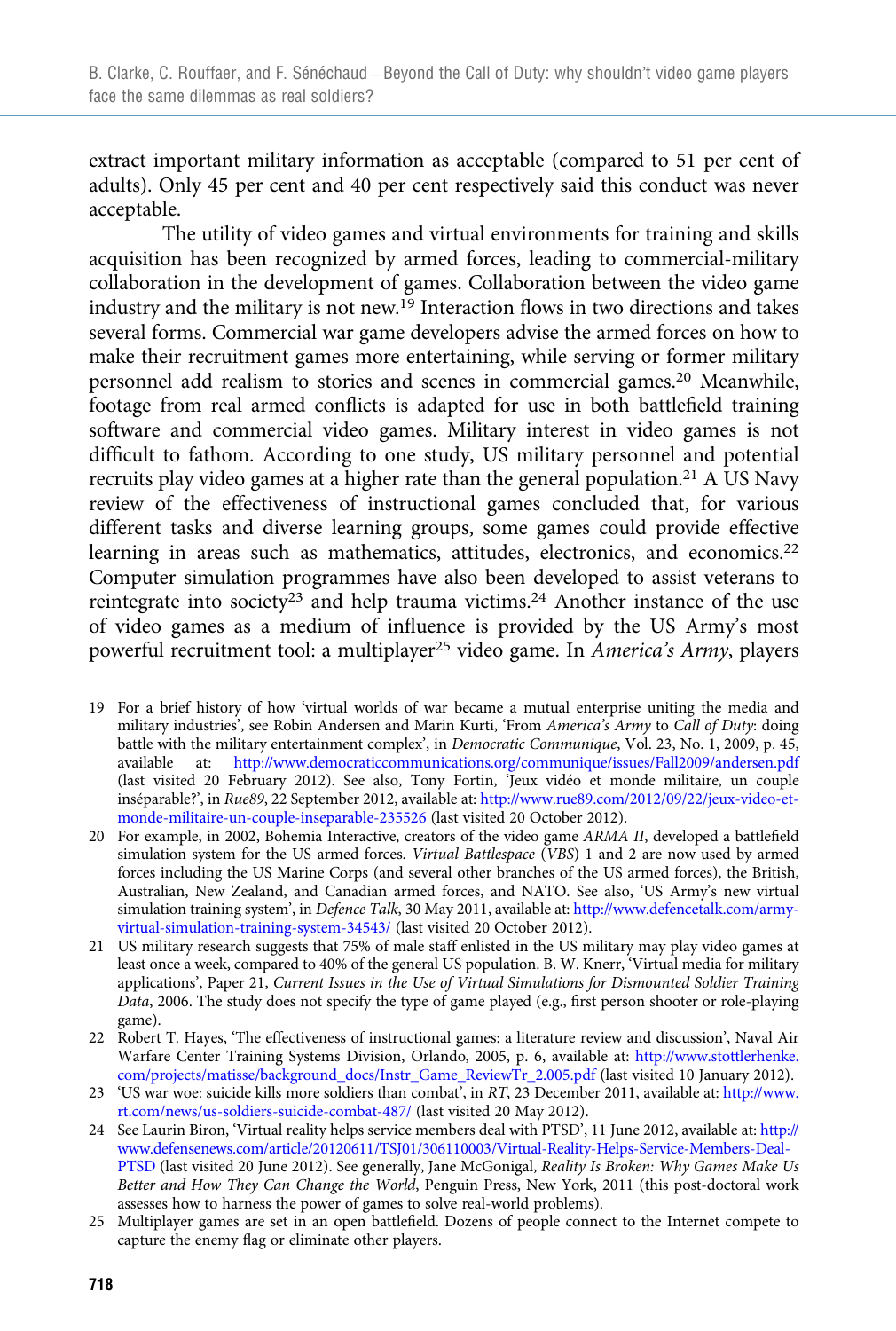extract important military information as acceptable (compared to 51 per cent of adults). Only 45 per cent and 40 per cent respectively said this conduct was never acceptable.

The utility of video games and virtual environments for training and skills acquisition has been recognized by armed forces, leading to commercial-military collaboration in the development of games. Collaboration between the video game industry and the military is not new.[19] Interaction flows in two directions and takes several forms. Commercial war game developers advise the armed forces on how to make their recruitment games more entertaining, while serving or former military personnel add realism to stories and scenes in commercial games.[20] Meanwhile, footage from real armed conflicts is adapted for use in both battlefield training software and commercial video games. Military interest in video games is not difficult to fathom. According to one study, US military personnel and potential recruits play video games at a higher rate than the general population.[21] A US Navy review of the effectiveness of instructional games concluded that, for various different tasks and diverse learning groups, some games could provide effective learning in areas such as mathematics, attitudes, electronics, and economics.[22] Computer simulation programmes have also been developed to assist veterans to reintegrate into society[23] and help trauma victims.[24] Another instance of the use of video games as a medium of influence is provided by the US Army's most powerful recruitment tool: a multiplayer[25] video game. In *America's Army*, players

19 For a brief history of how 'virtual worlds of war became a mutual enterprise uniting the media and military industries', see Robin Andersen and Marin Kurti, 'From *America's Army* to *Call of Duty*: doing battle with the military entertainment complex', in *Democratic Communique*, Vol. 23, No. 1, 2009, p. 45, available at: http://www.democraticcommunications.org/communique/issues/Fall2009/andersen.pdf (last visited 20 February 2012). See also, Tony Fortin, 'Jeux vidéo et monde militaire, un couple inséparable?', in *Rue89*, 22 September 2012, available at: http://www.rue89.com/2012/09/22/jeux-video-et-monde-militaire-un-couple-inseparable-235526 (last visited 20 October 2012).

20 For example, in 2002, Bohemia Interactive, creators of the video game *ARMA II*, developed a battlefield simulation system for the US armed forces. *Virtual Battlespace* (*VBS*) 1 and 2 are now used by armed forces including the US Marine Corps (and several other branches of the US armed forces), the British, Australian, New Zealand, and Canadian armed forces, and NATO. See also, 'US Army's new virtual simulation training system', in *Defence Talk*, 30 May 2011, available at: http://www.defencetalk.com/army-virtual-simulation-training-system-34543/ (last visited 20 October 2012).

21 US military research suggests that 75% of male staff enlisted in the US military may play video games at least once a week, compared to 40% of the general US population. B. W. Knerr, 'Virtual media for military applications', Paper 21, *Current Issues in the Use of Virtual Simulations for Dismounted Soldier Training Data*, 2006. The study does not specify the type of game played (e.g., first person shooter or role-playing game).

22 Robert T. Hayes, 'The effectiveness of instructional games: a literature review and discussion', Naval Air Warfare Center Training Systems Division, Orlando, 2005, p. 6, available at: http://www.stottlerhenke.com/projects/matisse/background_docs/Instr_Game_ReviewTr_2.005.pdf (last visited 10 January 2012).

23 'US war woe: suicide kills more soldiers than combat', in *RT*, 23 December 2011, available at: http://www.rt.com/news/us-soldiers-suicide-combat-487/ (last visited 20 May 2012).

24 See Laurin Biron, 'Virtual reality helps service members deal with PTSD', 11 June 2012, available at: http://www.defensenews.com/article/20120611/TSJ01/306110003/Virtual-Reality-Helps-Service-Members-Deal-PTSD (last visited 20 June 2012). See generally, Jane McGonigal, *Reality Is Broken: Why Games Make Us Better and How They Can Change the World*, Penguin Press, New York, 2011 (this post-doctoral work assesses how to harness the power of games to solve real-world problems).

25 Multiplayer games are set in an open battlefield. Dozens of people connect to the Internet compete to capture the enemy flag or eliminate other players.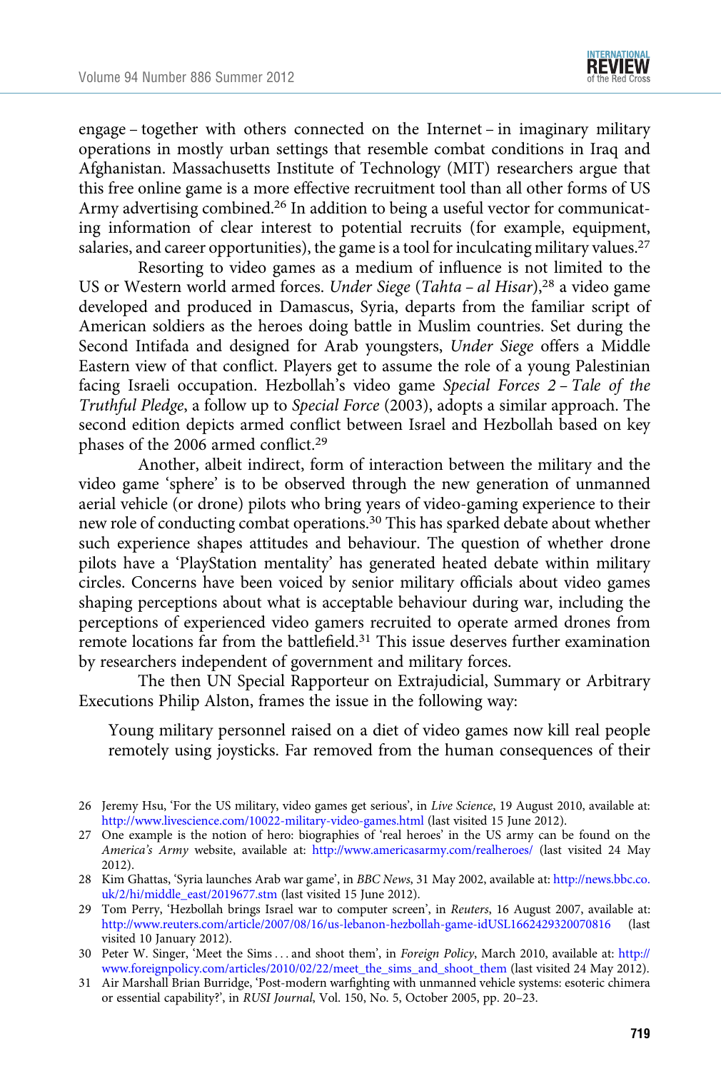engage – together with others connected on the Internet – in imaginary military operations in mostly urban settings that resemble combat conditions in Iraq and Afghanistan. Massachusetts Institute of Technology (MIT) researchers argue that this free online game is a more effective recruitment tool than all other forms of US Army advertising combined.[26] In addition to being a useful vector for communicating information of clear interest to potential recruits (for example, equipment, salaries, and career opportunities), the game is a tool for inculcating military values.[27]

Resorting to video games as a medium of influence is not limited to the US or Western world armed forces. *Under Siege* (*Tahta – al Hisar*),[28] a video game developed and produced in Damascus, Syria, departs from the familiar script of American soldiers as the heroes doing battle in Muslim countries. Set during the Second Intifada and designed for Arab youngsters, *Under Siege* offers a Middle Eastern view of that conflict. Players get to assume the role of a young Palestinian facing Israeli occupation. Hezbollah's video game *Special Forces 2 – Tale of the Truthful Pledge*, a follow up to *Special Force* (2003), adopts a similar approach. The second edition depicts armed conflict between Israel and Hezbollah based on key phases of the 2006 armed conflict.[29]

Another, albeit indirect, form of interaction between the military and the video game 'sphere' is to be observed through the new generation of unmanned aerial vehicle (or drone) pilots who bring years of video-gaming experience to their new role of conducting combat operations.[30] This has sparked debate about whether such experience shapes attitudes and behaviour. The question of whether drone pilots have a 'PlayStation mentality' has generated heated debate within military circles. Concerns have been voiced by senior military officials about video games shaping perceptions about what is acceptable behaviour during war, including the perceptions of experienced video gamers recruited to operate armed drones from remote locations far from the battlefield.[31] This issue deserves further examination by researchers independent of government and military forces.

The then UN Special Rapporteur on Extrajudicial, Summary or Arbitrary Executions Philip Alston, frames the issue in the following way:

> Young military personnel raised on a diet of video games now kill real people remotely using joysticks. Far removed from the human consequences of their

---

26 Jeremy Hsu, 'For the US military, video games get serious', in *Live Science*, 19 August 2010, available at: http://www.livescience.com/10022-military-video-games.html (last visited 15 June 2012).

27 One example is the notion of hero: biographies of 'real heroes' in the US army can be found on the *America's Army* website, available at: http://www.americasarmy.com/realheroes/ (last visited 24 May 2012).

28 Kim Ghattas, 'Syria launches Arab war game', in *BBC News*, 31 May 2002, available at: http://news.bbc.co.uk/2/hi/middle_east/2019677.stm (last visited 15 June 2012).

29 Tom Perry, 'Hezbollah brings Israel war to computer screen', in *Reuters*, 16 August 2007, available at: http://www.reuters.com/article/2007/08/16/us-lebanon-hezbollah-game-idUSL1662429320070816 (last visited 10 January 2012).

30 Peter W. Singer, 'Meet the Sims . . . and shoot them', in *Foreign Policy*, March 2010, available at: http://www.foreignpolicy.com/articles/2010/02/22/meet_the_sims_and_shoot_them (last visited 24 May 2012).

31 Air Marshall Brian Burridge, 'Post-modern warfighting with unmanned vehicle systems: esoteric chimera or essential capability?', in *RUSI Journal*, Vol. 150, No. 5, October 2005, pp. 20–23.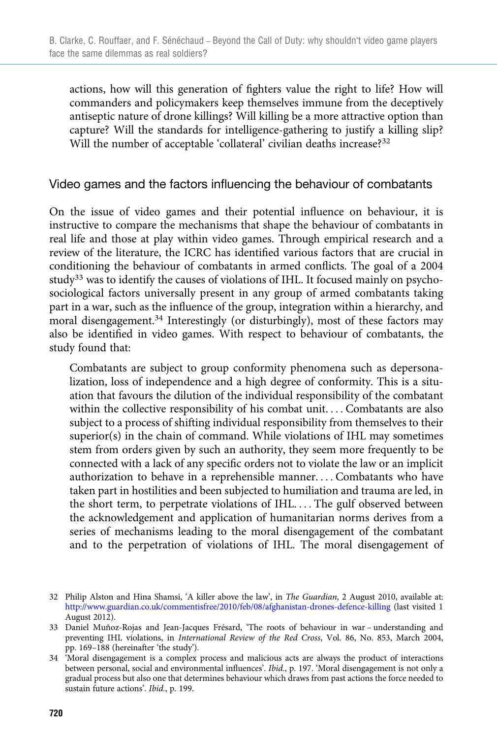actions, how will this generation of fighters value the right to life? How will commanders and policymakers keep themselves immune from the deceptively antiseptic nature of drone killings? Will killing be a more attractive option than capture? Will the standards for intelligence-gathering to justify a killing slip? Will the number of acceptable 'collateral' civilian deaths increase?[32]

## Video games and the factors influencing the behaviour of combatants

On the issue of video games and their potential influence on behaviour, it is instructive to compare the mechanisms that shape the behaviour of combatants in real life and those at play within video games. Through empirical research and a review of the literature, the ICRC has identified various factors that are crucial in conditioning the behaviour of combatants in armed conflicts. The goal of a 2004 study[33] was to identify the causes of violations of IHL. It focused mainly on psycho-sociological factors universally present in any group of armed combatants taking part in a war, such as the influence of the group, integration within a hierarchy, and moral disengagement.[34] Interestingly (or disturbingly), most of these factors may also be identified in video games. With respect to behaviour of combatants, the study found that:

> Combatants are subject to group conformity phenomena such as depersonalization, loss of independence and a high degree of conformity. This is a situation that favours the dilution of the individual responsibility of the combatant within the collective responsibility of his combat unit. . . . Combatants are also subject to a process of shifting individual responsibility from themselves to their superior(s) in the chain of command. While violations of IHL may sometimes stem from orders given by such an authority, they seem more frequently to be connected with a lack of any specific orders not to violate the law or an implicit authorization to behave in a reprehensible manner. . . . Combatants who have taken part in hostilities and been subjected to humiliation and trauma are led, in the short term, to perpetrate violations of IHL. . . . The gulf observed between the acknowledgement and application of humanitarian norms derives from a series of mechanisms leading to the moral disengagement of the combatant and to the perpetration of violations of IHL. The moral disengagement of

---

32 Philip Alston and Hina Shamsi, 'A killer above the law', in *The Guardian*, 2 August 2010, available at: http://www.guardian.co.uk/commentisfree/2010/feb/08/afghanistan-drones-defence-killing (last visited 1 August 2012).

33 Daniel Muñoz-Rojas and Jean-Jacques Frésard, 'The roots of behaviour in war – understanding and preventing IHL violations, in *International Review of the Red Cross*, Vol. 86, No. 853, March 2004, pp. 169–188 (hereinafter 'the study').

34 'Moral disengagement is a complex process and malicious acts are always the product of interactions between personal, social and environmental influences'. *Ibid.*, p. 197. 'Moral disengagement is not only a gradual process but also one that determines behaviour which draws from past actions the force needed to sustain future actions'. *Ibid.*, p. 199.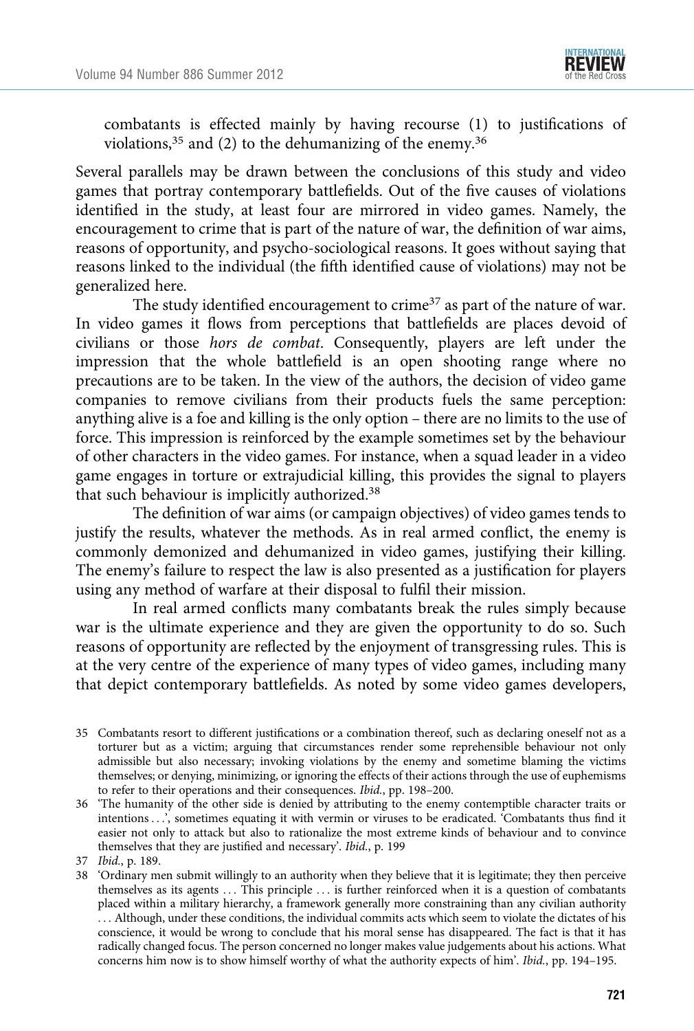combatants is effected mainly by having recourse (1) to justifications of violations,[35] and (2) to the dehumanizing of the enemy.[36]

Several parallels may be drawn between the conclusions of this study and video games that portray contemporary battlefields. Out of the five causes of violations identified in the study, at least four are mirrored in video games. Namely, the encouragement to crime that is part of the nature of war, the definition of war aims, reasons of opportunity, and psycho-sociological reasons. It goes without saying that reasons linked to the individual (the fifth identified cause of violations) may not be generalized here.

The study identified encouragement to crime[37] as part of the nature of war. In video games it flows from perceptions that battlefields are places devoid of civilians or those *hors de combat*. Consequently, players are left under the impression that the whole battlefield is an open shooting range where no precautions are to be taken. In the view of the authors, the decision of video game companies to remove civilians from their products fuels the same perception: anything alive is a foe and killing is the only option – there are no limits to the use of force. This impression is reinforced by the example sometimes set by the behaviour of other characters in the video games. For instance, when a squad leader in a video game engages in torture or extrajudicial killing, this provides the signal to players that such behaviour is implicitly authorized.[38]

The definition of war aims (or campaign objectives) of video games tends to justify the results, whatever the methods. As in real armed conflict, the enemy is commonly demonized and dehumanized in video games, justifying their killing. The enemy's failure to respect the law is also presented as a justification for players using any method of warfare at their disposal to fulfil their mission.

In real armed conflicts many combatants break the rules simply because war is the ultimate experience and they are given the opportunity to do so. Such reasons of opportunity are reflected by the enjoyment of transgressing rules. This is at the very centre of the experience of many types of video games, including many that depict contemporary battlefields. As noted by some video games developers,

35 Combatants resort to different justifications or a combination thereof, such as declaring oneself not as a torturer but as a victim; arguing that circumstances render some reprehensible behaviour not only admissible but also necessary; invoking violations by the enemy and sometime blaming the victims themselves; or denying, minimizing, or ignoring the effects of their actions through the use of euphemisms to refer to their operations and their consequences. *Ibid.*, pp. 198–200.

36 'The humanity of the other side is denied by attributing to the enemy contemptible character traits or intentions . . .', sometimes equating it with vermin or viruses to be eradicated. 'Combatants thus find it easier not only to attack but also to rationalize the most extreme kinds of behaviour and to convince themselves that they are justified and necessary'. *Ibid.*, p. 199

37 *Ibid.*, p. 189.

38 'Ordinary men submit willingly to an authority when they believe that it is legitimate; they then perceive themselves as its agents . . . This principle . . . is further reinforced when it is a question of combatants placed within a military hierarchy, a framework generally more constraining than any civilian authority . . . Although, under these conditions, the individual commits acts which seem to violate the dictates of his conscience, it would be wrong to conclude that his moral sense has disappeared. The fact is that it has radically changed focus. The person concerned no longer makes value judgements about his actions. What concerns him now is to show himself worthy of what the authority expects of him'. *Ibid.*, pp. 194–195.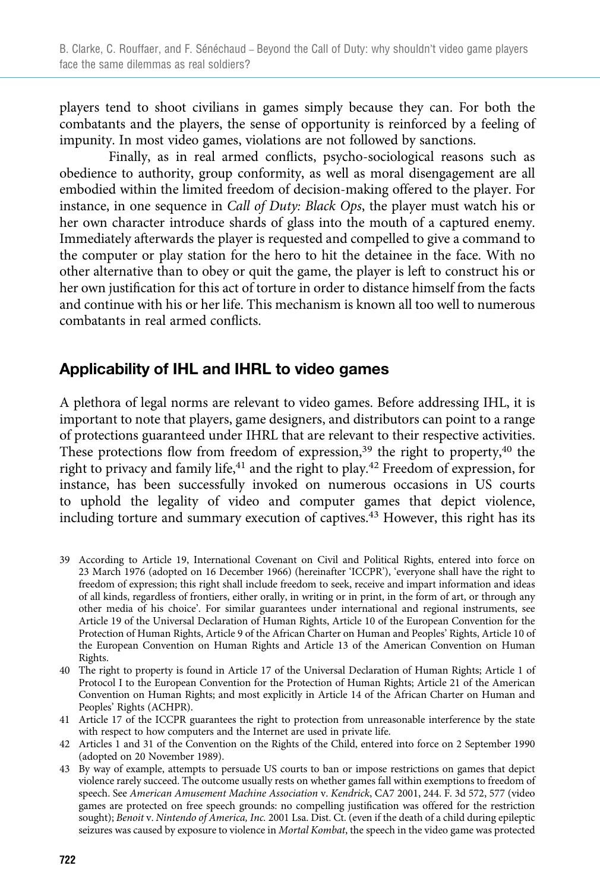players tend to shoot civilians in games simply because they can. For both the combatants and the players, the sense of opportunity is reinforced by a feeling of impunity. In most video games, violations are not followed by sanctions.

Finally, as in real armed conflicts, psycho-sociological reasons such as obedience to authority, group conformity, as well as moral disengagement are all embodied within the limited freedom of decision-making offered to the player. For instance, in one sequence in *Call of Duty: Black Ops*, the player must watch his or her own character introduce shards of glass into the mouth of a captured enemy. Immediately afterwards the player is requested and compelled to give a command to the computer or play station for the hero to hit the detainee in the face. With no other alternative than to obey or quit the game, the player is left to construct his or her own justification for this act of torture in order to distance himself from the facts and continue with his or her life. This mechanism is known all too well to numerous combatants in real armed conflicts.

## Applicability of IHL and IHRL to video games

A plethora of legal norms are relevant to video games. Before addressing IHL, it is important to note that players, game designers, and distributors can point to a range of protections guaranteed under IHRL that are relevant to their respective activities. These protections flow from freedom of expression,[39] the right to property,[40] the right to privacy and family life,[41] and the right to play.[42] Freedom of expression, for instance, has been successfully invoked on numerous occasions in US courts to uphold the legality of video and computer games that depict violence, including torture and summary execution of captives.[43] However, this right has its

39 According to Article 19, International Covenant on Civil and Political Rights, entered into force on 23 March 1976 (adopted on 16 December 1966) (hereinafter 'ICCPR'), 'everyone shall have the right to freedom of expression; this right shall include freedom to seek, receive and impart information and ideas of all kinds, regardless of frontiers, either orally, in writing or in print, in the form of art, or through any other media of his choice'. For similar guarantees under international and regional instruments, see Article 19 of the Universal Declaration of Human Rights, Article 10 of the European Convention for the Protection of Human Rights, Article 9 of the African Charter on Human and Peoples' Rights, Article 10 of the European Convention on Human Rights and Article 13 of the American Convention on Human Rights.

40 The right to property is found in Article 17 of the Universal Declaration of Human Rights; Article 1 of Protocol I to the European Convention for the Protection of Human Rights; Article 21 of the American Convention on Human Rights; and most explicitly in Article 14 of the African Charter on Human and Peoples' Rights (ACHPR).

41 Article 17 of the ICCPR guarantees the right to protection from unreasonable interference by the state with respect to how computers and the Internet are used in private life.

42 Articles 1 and 31 of the Convention on the Rights of the Child, entered into force on 2 September 1990 (adopted on 20 November 1989).

43 By way of example, attempts to persuade US courts to ban or impose restrictions on games that depict violence rarely succeed. The outcome usually rests on whether games fall within exemptions to freedom of speech. See *American Amusement Machine Association* v. *Kendrick*, CA7 2001, 244. F. 3d 572, 577 (video games are protected on free speech grounds: no compelling justification was offered for the restriction sought); *Benoit* v. *Nintendo of America, Inc.* 2001 Lsa. Dist. Ct. (even if the death of a child during epileptic seizures was caused by exposure to violence in *Mortal Kombat*, the speech in the video game was protected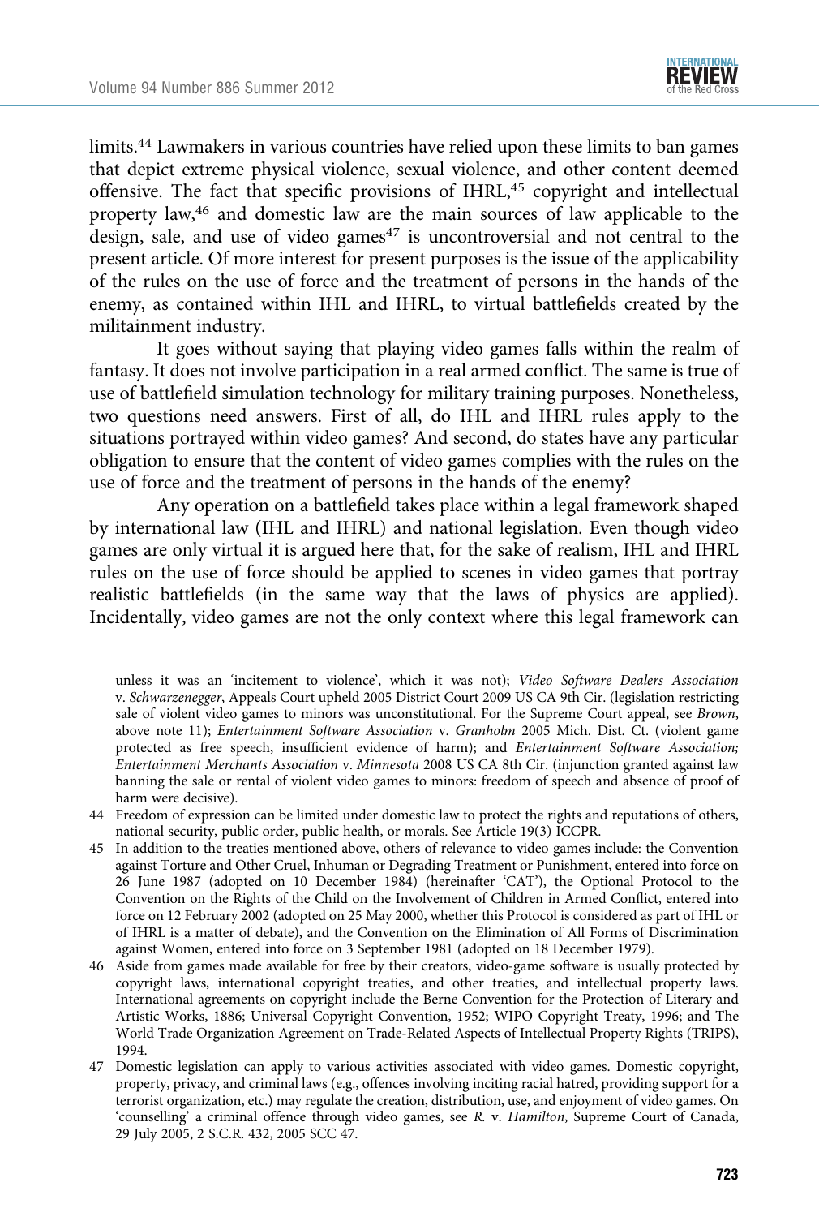limits.[44] Lawmakers in various countries have relied upon these limits to ban games that depict extreme physical violence, sexual violence, and other content deemed offensive. The fact that specific provisions of IHRL,[45] copyright and intellectual property law,[46] and domestic law are the main sources of law applicable to the design, sale, and use of video games[47] is uncontroversial and not central to the present article. Of more interest for present purposes is the issue of the applicability of the rules on the use of force and the treatment of persons in the hands of the enemy, as contained within IHL and IHRL, to virtual battlefields created by the militainment industry.

It goes without saying that playing video games falls within the realm of fantasy. It does not involve participation in a real armed conflict. The same is true of use of battlefield simulation technology for military training purposes. Nonetheless, two questions need answers. First of all, do IHL and IHRL rules apply to the situations portrayed within video games? And second, do states have any particular obligation to ensure that the content of video games complies with the rules on the use of force and the treatment of persons in the hands of the enemy?

Any operation on a battlefield takes place within a legal framework shaped by international law (IHL and IHRL) and national legislation. Even though video games are only virtual it is argued here that, for the sake of realism, IHL and IHRL rules on the use of force should be applied to scenes in video games that portray realistic battlefields (in the same way that the laws of physics are applied). Incidentally, video games are not the only context where this legal framework can

---

unless it was an 'incitement to violence', which it was not); *Video Software Dealers Association* v. *Schwarzenegger*, Appeals Court upheld 2005 District Court 2009 US CA 9th Cir. (legislation restricting sale of violent video games to minors was unconstitutional. For the Supreme Court appeal, see *Brown*, above note 11); *Entertainment Software Association* v. *Granholm* 2005 Mich. Dist. Ct. (violent game protected as free speech, insufficient evidence of harm); and *Entertainment Software Association; Entertainment Merchants Association* v. *Minnesota* 2008 US CA 8th Cir. (injunction granted against law banning the sale or rental of violent video games to minors: freedom of speech and absence of proof of harm were decisive).

44 Freedom of expression can be limited under domestic law to protect the rights and reputations of others, national security, public order, public health, or morals. See Article 19(3) ICCPR.

45 In addition to the treaties mentioned above, others of relevance to video games include: the Convention against Torture and Other Cruel, Inhuman or Degrading Treatment or Punishment, entered into force on 26 June 1987 (adopted on 10 December 1984) (hereinafter 'CAT'), the Optional Protocol to the Convention on the Rights of the Child on the Involvement of Children in Armed Conflict, entered into force on 12 February 2002 (adopted on 25 May 2000, whether this Protocol is considered as part of IHL or of IHRL is a matter of debate), and the Convention on the Elimination of All Forms of Discrimination against Women, entered into force on 3 September 1981 (adopted on 18 December 1979).

46 Aside from games made available for free by their creators, video-game software is usually protected by copyright laws, international copyright treaties, and other treaties, and intellectual property laws. International agreements on copyright include the Berne Convention for the Protection of Literary and Artistic Works, 1886; Universal Copyright Convention, 1952; WIPO Copyright Treaty, 1996; and The World Trade Organization Agreement on Trade-Related Aspects of Intellectual Property Rights (TRIPS), 1994.

47 Domestic legislation can apply to various activities associated with video games. Domestic copyright, property, privacy, and criminal laws (e.g., offences involving inciting racial hatred, providing support for a terrorist organization, etc.) may regulate the creation, distribution, use, and enjoyment of video games. On 'counselling' a criminal offence through video games, see *R.* v. *Hamilton*, Supreme Court of Canada, 29 July 2005, 2 S.C.R. 432, 2005 SCC 47.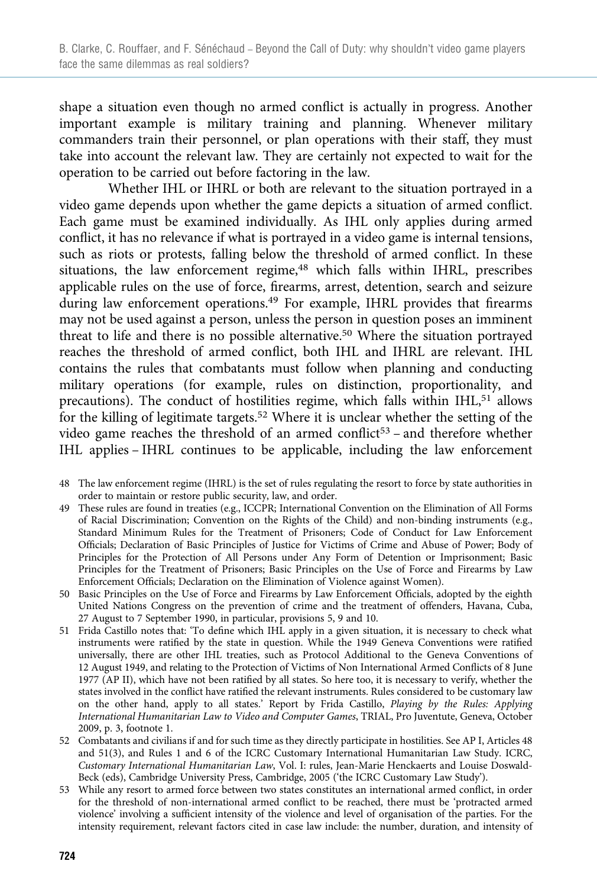shape a situation even though no armed conflict is actually in progress. Another important example is military training and planning. Whenever military commanders train their personnel, or plan operations with their staff, they must take into account the relevant law. They are certainly not expected to wait for the operation to be carried out before factoring in the law.

Whether IHL or IHRL or both are relevant to the situation portrayed in a video game depends upon whether the game depicts a situation of armed conflict. Each game must be examined individually. As IHL only applies during armed conflict, it has no relevance if what is portrayed in a video game is internal tensions, such as riots or protests, falling below the threshold of armed conflict. In these situations, the law enforcement regime,[48] which falls within IHRL, prescribes applicable rules on the use of force, firearms, arrest, detention, search and seizure during law enforcement operations.[49] For example, IHRL provides that firearms may not be used against a person, unless the person in question poses an imminent threat to life and there is no possible alternative.[50] Where the situation portrayed reaches the threshold of armed conflict, both IHL and IHRL are relevant. IHL contains the rules that combatants must follow when planning and conducting military operations (for example, rules on distinction, proportionality, and precautions). The conduct of hostilities regime, which falls within IHL,[51] allows for the killing of legitimate targets.[52] Where it is unclear whether the setting of the video game reaches the threshold of an armed conflict[53] – and therefore whether IHL applies – IHRL continues to be applicable, including the law enforcement

48 The law enforcement regime (IHRL) is the set of rules regulating the resort to force by state authorities in order to maintain or restore public security, law, and order.

49 These rules are found in treaties (e.g., ICCPR; International Convention on the Elimination of All Forms of Racial Discrimination; Convention on the Rights of the Child) and non-binding instruments (e.g., Standard Minimum Rules for the Treatment of Prisoners; Code of Conduct for Law Enforcement Officials; Declaration of Basic Principles of Justice for Victims of Crime and Abuse of Power; Body of Principles for the Protection of All Persons under Any Form of Detention or Imprisonment; Basic Principles for the Treatment of Prisoners; Basic Principles on the Use of Force and Firearms by Law Enforcement Officials; Declaration on the Elimination of Violence against Women).

50 Basic Principles on the Use of Force and Firearms by Law Enforcement Officials, adopted by the eighth United Nations Congress on the prevention of crime and the treatment of offenders, Havana, Cuba, 27 August to 7 September 1990, in particular, provisions 5, 9 and 10.

51 Frida Castillo notes that: 'To define which IHL apply in a given situation, it is necessary to check what instruments were ratified by the state in question. While the 1949 Geneva Conventions were ratified universally, there are other IHL treaties, such as Protocol Additional to the Geneva Conventions of 12 August 1949, and relating to the Protection of Victims of Non International Armed Conflicts of 8 June 1977 (AP II), which have not been ratified by all states. So here too, it is necessary to verify, whether the states involved in the conflict have ratified the relevant instruments. Rules considered to be customary law on the other hand, apply to all states.' Report by Frida Castillo, *Playing by the Rules: Applying International Humanitarian Law to Video and Computer Games*, TRIAL, Pro Juventute, Geneva, October 2009, p. 3, footnote 1.

52 Combatants and civilians if and for such time as they directly participate in hostilities. See AP I, Articles 48 and 51(3), and Rules 1 and 6 of the ICRC Customary International Humanitarian Law Study. ICRC, *Customary International Humanitarian Law*, Vol. I: rules, Jean-Marie Henckaerts and Louise Doswald-Beck (eds), Cambridge University Press, Cambridge, 2005 ('the ICRC Customary Law Study').

53 While any resort to armed force between two states constitutes an international armed conflict, in order for the threshold of non-international armed conflict to be reached, there must be 'protracted armed violence' involving a sufficient intensity of the violence and level of organisation of the parties. For the intensity requirement, relevant factors cited in case law include: the number, duration, and intensity of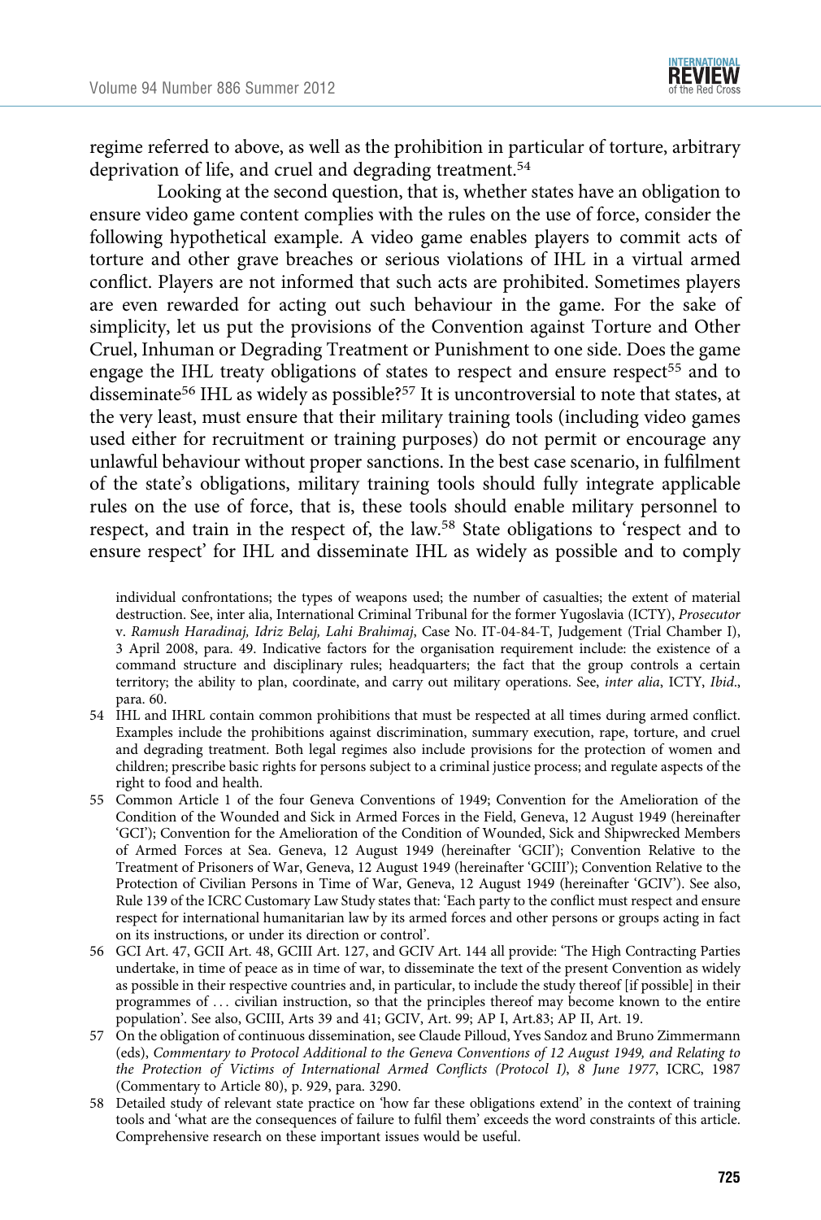regime referred to above, as well as the prohibition in particular of torture, arbitrary deprivation of life, and cruel and degrading treatment.[54]

Looking at the second question, that is, whether states have an obligation to ensure video game content complies with the rules on the use of force, consider the following hypothetical example. A video game enables players to commit acts of torture and other grave breaches or serious violations of IHL in a virtual armed conflict. Players are not informed that such acts are prohibited. Sometimes players are even rewarded for acting out such behaviour in the game. For the sake of simplicity, let us put the provisions of the Convention against Torture and Other Cruel, Inhuman or Degrading Treatment or Punishment to one side. Does the game engage the IHL treaty obligations of states to respect and ensure respect[55] and to disseminate[56] IHL as widely as possible?[57] It is uncontroversial to note that states, at the very least, must ensure that their military training tools (including video games used either for recruitment or training purposes) do not permit or encourage any unlawful behaviour without proper sanctions. In the best case scenario, in fulfilment of the state's obligations, military training tools should fully integrate applicable rules on the use of force, that is, these tools should enable military personnel to respect, and train in the respect of, the law.[58] State obligations to 'respect and to ensure respect' for IHL and disseminate IHL as widely as possible and to comply

individual confrontations; the types of weapons used; the number of casualties; the extent of material destruction. See, inter alia, International Criminal Tribunal for the former Yugoslavia (ICTY), *Prosecutor* v. *Ramush Haradinaj, Idriz Belaj, Lahi Brahimaj*, Case No. IT-04-84-T, Judgement (Trial Chamber I), 3 April 2008, para. 49. Indicative factors for the organisation requirement include: the existence of a command structure and disciplinary rules; headquarters; the fact that the group controls a certain territory; the ability to plan, coordinate, and carry out military operations. See, *inter alia*, ICTY, *Ibid*., para. 60.

54 IHL and IHRL contain common prohibitions that must be respected at all times during armed conflict. Examples include the prohibitions against discrimination, summary execution, rape, torture, and cruel and degrading treatment. Both legal regimes also include provisions for the protection of women and children; prescribe basic rights for persons subject to a criminal justice process; and regulate aspects of the right to food and health.

55 Common Article 1 of the four Geneva Conventions of 1949; Convention for the Amelioration of the Condition of the Wounded and Sick in Armed Forces in the Field, Geneva, 12 August 1949 (hereinafter 'GCI'); Convention for the Amelioration of the Condition of Wounded, Sick and Shipwrecked Members of Armed Forces at Sea. Geneva, 12 August 1949 (hereinafter 'GCII'); Convention Relative to the Treatment of Prisoners of War, Geneva, 12 August 1949 (hereinafter 'GCIII'); Convention Relative to the Protection of Civilian Persons in Time of War, Geneva, 12 August 1949 (hereinafter 'GCIV'). See also, Rule 139 of the ICRC Customary Law Study states that: 'Each party to the conflict must respect and ensure respect for international humanitarian law by its armed forces and other persons or groups acting in fact on its instructions, or under its direction or control'.

56 GCI Art. 47, GCII Art. 48, GCIII Art. 127, and GCIV Art. 144 all provide: 'The High Contracting Parties undertake, in time of peace as in time of war, to disseminate the text of the present Convention as widely as possible in their respective countries and, in particular, to include the study thereof [if possible] in their programmes of … civilian instruction, so that the principles thereof may become known to the entire population'. See also, GCIII, Arts 39 and 41; GCIV, Art. 99; AP I, Art.83; AP II, Art. 19.

57 On the obligation of continuous dissemination, see Claude Pilloud, Yves Sandoz and Bruno Zimmermann (eds), *Commentary to Protocol Additional to the Geneva Conventions of 12 August 1949, and Relating to the Protection of Victims of International Armed Conflicts (Protocol I), 8 June 1977*, ICRC, 1987 (Commentary to Article 80), p. 929, para. 3290.

58 Detailed study of relevant state practice on 'how far these obligations extend' in the context of training tools and 'what are the consequences of failure to fulfil them' exceeds the word constraints of this article. Comprehensive research on these important issues would be useful.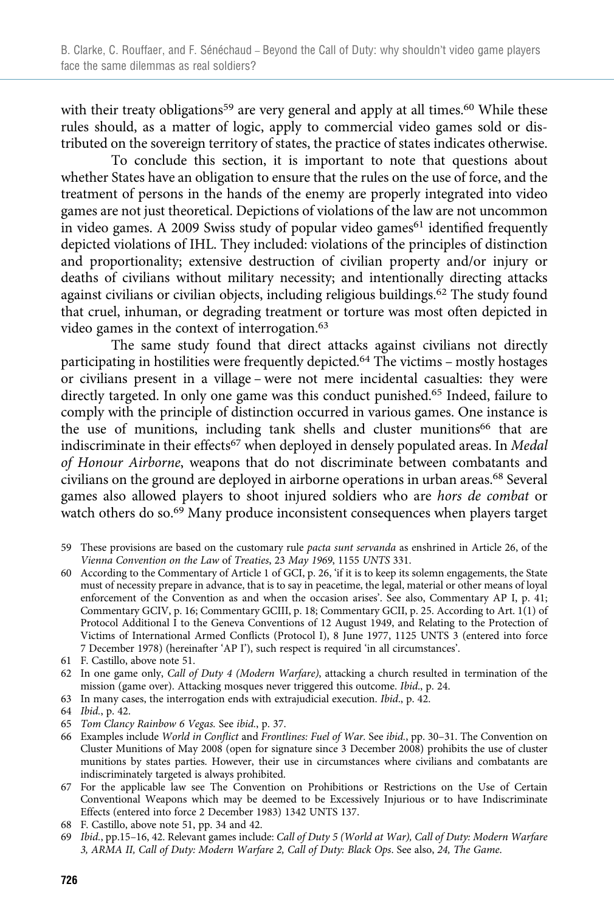with their treaty obligations[59] are very general and apply at all times.[60] While these rules should, as a matter of logic, apply to commercial video games sold or distributed on the sovereign territory of states, the practice of states indicates otherwise.

To conclude this section, it is important to note that questions about whether States have an obligation to ensure that the rules on the use of force, and the treatment of persons in the hands of the enemy are properly integrated into video games are not just theoretical. Depictions of violations of the law are not uncommon in video games. A 2009 Swiss study of popular video games[61] identified frequently depicted violations of IHL. They included: violations of the principles of distinction and proportionality; extensive destruction of civilian property and/or injury or deaths of civilians without military necessity; and intentionally directing attacks against civilians or civilian objects, including religious buildings.[62] The study found that cruel, inhuman, or degrading treatment or torture was most often depicted in video games in the context of interrogation.[63]

The same study found that direct attacks against civilians not directly participating in hostilities were frequently depicted.[64] The victims – mostly hostages or civilians present in a village – were not mere incidental casualties: they were directly targeted. In only one game was this conduct punished.[65] Indeed, failure to comply with the principle of distinction occurred in various games. One instance is the use of munitions, including tank shells and cluster munitions[66] that are indiscriminate in their effects[67] when deployed in densely populated areas. In *Medal of Honour Airborne*, weapons that do not discriminate between combatants and civilians on the ground are deployed in airborne operations in urban areas.[68] Several games also allowed players to shoot injured soldiers who are *hors de combat* or watch others do so.[69] Many produce inconsistent consequences when players target

59 These provisions are based on the customary rule *pacta sunt servanda* as enshrined in Article 26, of the *Vienna Convention on the Law* of *Treaties*, *23 May 1969*, 1155 *UNTS* 331.

60 According to the Commentary of Article 1 of GCI, p. 26, 'if it is to keep its solemn engagements, the State must of necessity prepare in advance, that is to say in peacetime, the legal, material or other means of loyal enforcement of the Convention as and when the occasion arises'. See also, Commentary AP I, p. 41; Commentary GCIV, p. 16; Commentary GCIII, p. 18; Commentary GCII, p. 25. According to Art. 1(1) of Protocol Additional I to the Geneva Conventions of 12 August 1949, and Relating to the Protection of Victims of International Armed Conflicts (Protocol I), 8 June 1977, 1125 UNTS 3 (entered into force 7 December 1978) (hereinafter 'AP I'), such respect is required 'in all circumstances'.

61 F. Castillo, above note 51.

62 In one game only, *Call of Duty 4 (Modern Warfare)*, attacking a church resulted in termination of the mission (game over). Attacking mosques never triggered this outcome. *Ibid*., p. 24.

63 In many cases, the interrogation ends with extrajudicial execution. *Ibid*., p. 42.

64 *Ibid*., p. 42.

65 *Tom Clancy Rainbow 6 Vegas.* See *ibid*., p. 37.

66 Examples include *World in Conflict* and *Frontlines: Fuel of War*. See *ibid*., pp. 30–31. The Convention on Cluster Munitions of May 2008 (open for signature since 3 December 2008) prohibits the use of cluster munitions by states parties. However, their use in circumstances where civilians and combatants are indiscriminately targeted is always prohibited.

67 For the applicable law see The Convention on Prohibitions or Restrictions on the Use of Certain Conventional Weapons which may be deemed to be Excessively Injurious or to have Indiscriminate Effects (entered into force 2 December 1983) 1342 UNTS 137.

68 F. Castillo, above note 51, pp. 34 and 42.

69 *Ibid*., pp.15–16, 42. Relevant games include: *Call of Duty 5 (World at War), Call of Duty: Modern Warfare 3, ARMA II, Call of Duty: Modern Warfare 2, Call of Duty: Black Ops*. See also, *24, The Game*.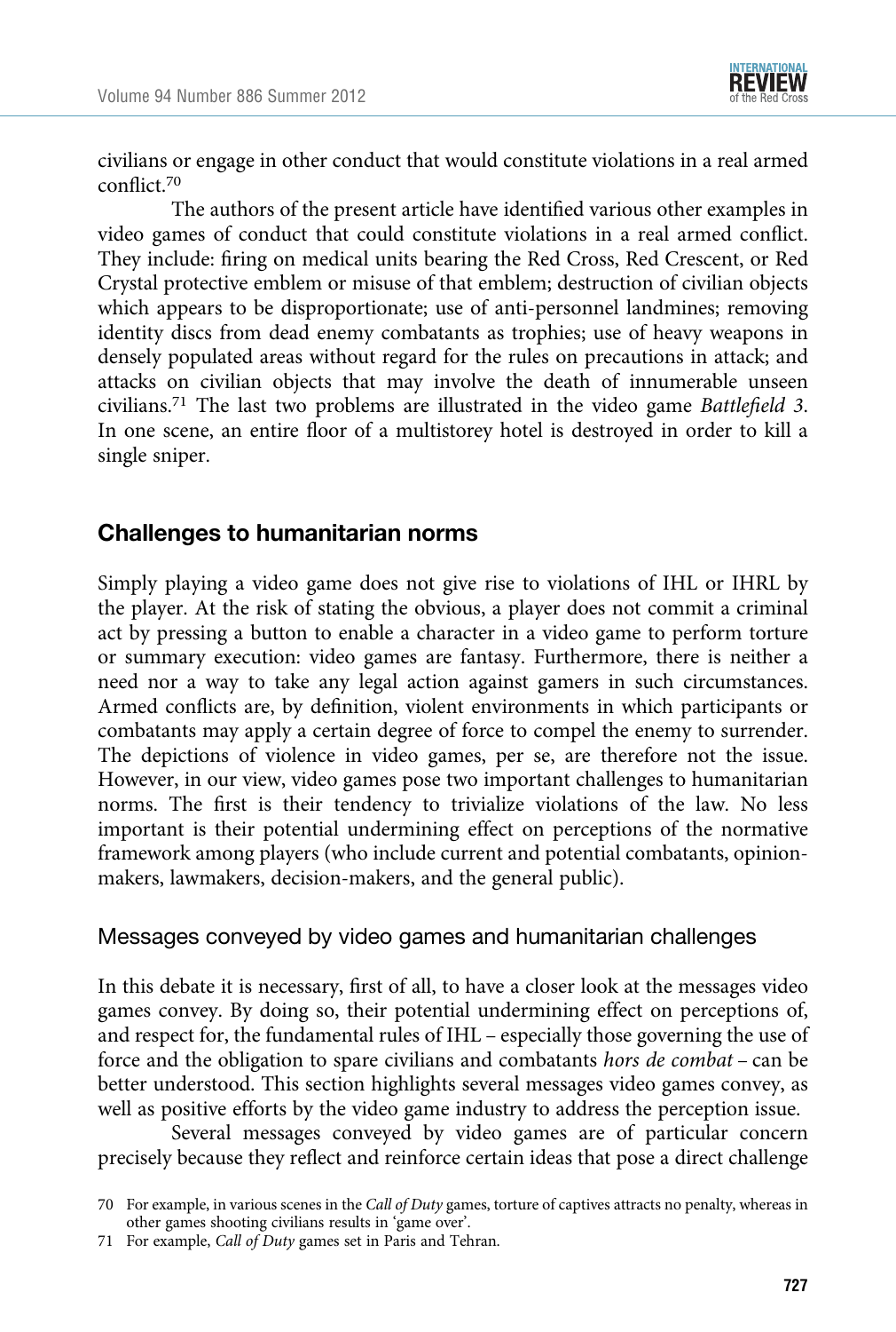civilians or engage in other conduct that would constitute violations in a real armed conflict.[70]

The authors of the present article have identified various other examples in video games of conduct that could constitute violations in a real armed conflict. They include: firing on medical units bearing the Red Cross, Red Crescent, or Red Crystal protective emblem or misuse of that emblem; destruction of civilian objects which appears to be disproportionate; use of anti-personnel landmines; removing identity discs from dead enemy combatants as trophies; use of heavy weapons in densely populated areas without regard for the rules on precautions in attack; and attacks on civilian objects that may involve the death of innumerable unseen civilians.[71] The last two problems are illustrated in the video game *Battlefield 3*. In one scene, an entire floor of a multistorey hotel is destroyed in order to kill a single sniper.

## Challenges to humanitarian norms

Simply playing a video game does not give rise to violations of IHL or IHRL by the player. At the risk of stating the obvious, a player does not commit a criminal act by pressing a button to enable a character in a video game to perform torture or summary execution: video games are fantasy. Furthermore, there is neither a need nor a way to take any legal action against gamers in such circumstances. Armed conflicts are, by definition, violent environments in which participants or combatants may apply a certain degree of force to compel the enemy to surrender. The depictions of violence in video games, per se, are therefore not the issue. However, in our view, video games pose two important challenges to humanitarian norms. The first is their tendency to trivialize violations of the law. No less important is their potential undermining effect on perceptions of the normative framework among players (who include current and potential combatants, opinion-makers, lawmakers, decision-makers, and the general public).

### Messages conveyed by video games and humanitarian challenges

In this debate it is necessary, first of all, to have a closer look at the messages video games convey. By doing so, their potential undermining effect on perceptions of, and respect for, the fundamental rules of IHL – especially those governing the use of force and the obligation to spare civilians and combatants *hors de combat* – can be better understood. This section highlights several messages video games convey, as well as positive efforts by the video game industry to address the perception issue.

Several messages conveyed by video games are of particular concern precisely because they reflect and reinforce certain ideas that pose a direct challenge

---

70 For example, in various scenes in the *Call of Duty* games, torture of captives attracts no penalty, whereas in other games shooting civilians results in 'game over'.

71 For example, *Call of Duty* games set in Paris and Tehran.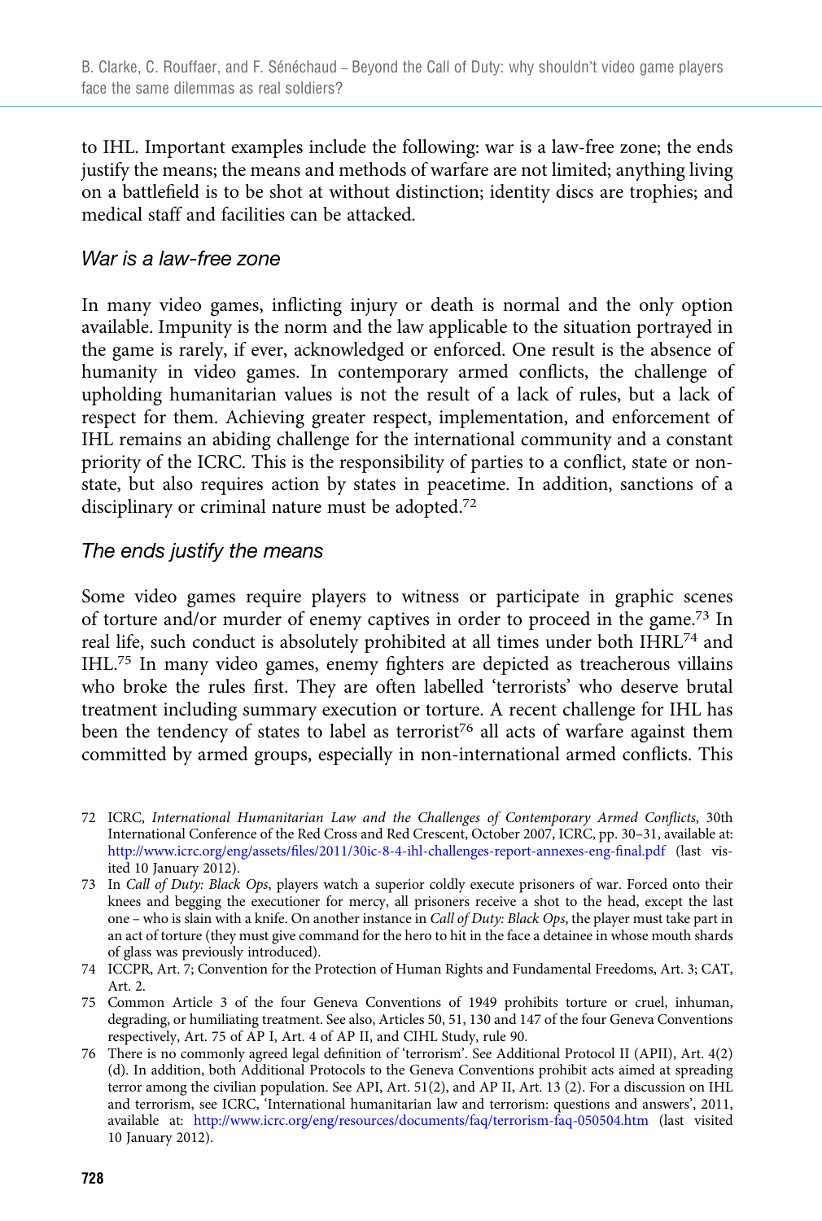to IHL. Important examples include the following: war is a law-free zone; the ends justify the means; the means and methods of warfare are not limited; anything living on a battlefield is to be shot at without distinction; identity discs are trophies; and medical staff and facilities can be attacked.

### *War is a law-free zone*

In many video games, inflicting injury or death is normal and the only option available. Impunity is the norm and the law applicable to the situation portrayed in the game is rarely, if ever, acknowledged or enforced. One result is the absence of humanity in video games. In contemporary armed conflicts, the challenge of upholding humanitarian values is not the result of a lack of rules, but a lack of respect for them. Achieving greater respect, implementation, and enforcement of IHL remains an abiding challenge for the international community and a constant priority of the ICRC. This is the responsibility of parties to a conflict, state or non-state, but also requires action by states in peacetime. In addition, sanctions of a disciplinary or criminal nature must be adopted.[72]

### *The ends justify the means*

Some video games require players to witness or participate in graphic scenes of torture and/or murder of enemy captives in order to proceed in the game.[73] In real life, such conduct is absolutely prohibited at all times under both IHRL[74] and IHL.[75] In many video games, enemy fighters are depicted as treacherous villains who broke the rules first. They are often labelled 'terrorists' who deserve brutal treatment including summary execution or torture. A recent challenge for IHL has been the tendency of states to label as terrorist[76] all acts of warfare against them committed by armed groups, especially in non-international armed conflicts. This

---

72 ICRC, *International Humanitarian Law and the Challenges of Contemporary Armed Conflicts*, 30th International Conference of the Red Cross and Red Crescent, October 2007, ICRC, pp. 30–31, available at: http://www.icrc.org/eng/assets/files/2011/30ic-8-4-ihl-challenges-report-annexes-eng-final.pdf (last visited 10 January 2012).

73 In *Call of Duty: Black Ops*, players watch a superior coldly execute prisoners of war. Forced onto their knees and begging the executioner for mercy, all prisoners receive a shot to the head, except the last one – who is slain with a knife. On another instance in *Call of Duty: Black Ops*, the player must take part in an act of torture (they must give command for the hero to hit in the face a detainee in whose mouth shards of glass was previously introduced).

74 ICCPR, Art. 7; Convention for the Protection of Human Rights and Fundamental Freedoms, Art. 3; CAT, Art. 2.

75 Common Article 3 of the four Geneva Conventions of 1949 prohibits torture or cruel, inhuman, degrading, or humiliating treatment. See also, Articles 50, 51, 130 and 147 of the four Geneva Conventions respectively, Art. 75 of AP I, Art. 4 of AP II, and CIHL Study, rule 90.

76 There is no commonly agreed legal definition of 'terrorism'. See Additional Protocol II (APII), Art. 4(2) (d). In addition, both Additional Protocols to the Geneva Conventions prohibit acts aimed at spreading terror among the civilian population. See API, Art. 51(2), and AP II, Art. 13 (2). For a discussion on IHL and terrorism, see ICRC, 'International humanitarian law and terrorism: questions and answers', 2011, available at: http://www.icrc.org/eng/resources/documents/faq/terrorism-faq-050504.htm (last visited 10 January 2012).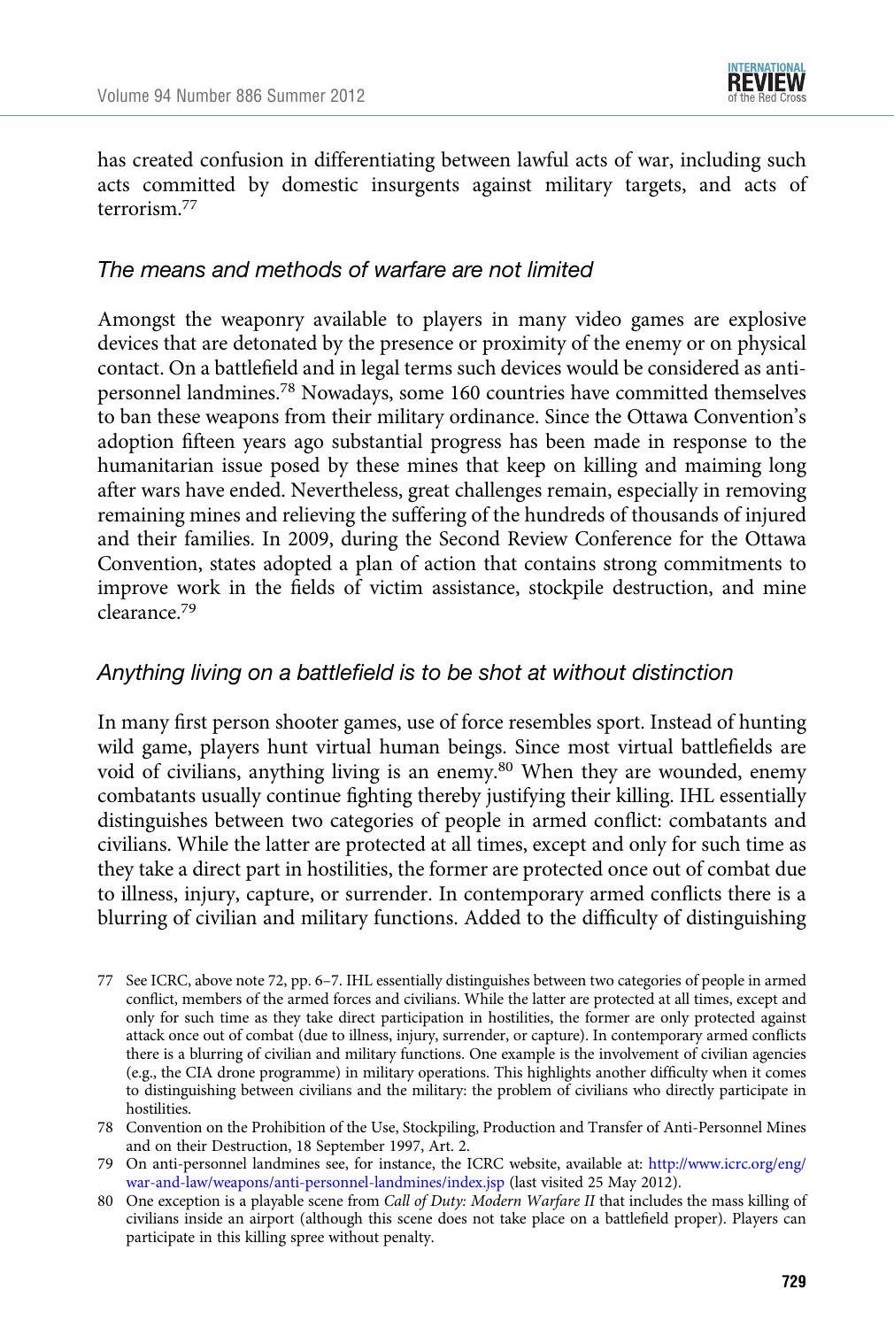has created confusion in differentiating between lawful acts of war, including such acts committed by domestic insurgents against military targets, and acts of terrorism.[77]

### *The means and methods of warfare are not limited*

Amongst the weaponry available to players in many video games are explosive devices that are detonated by the presence or proximity of the enemy or on physical contact. On a battlefield and in legal terms such devices would be considered as anti-personnel landmines.[78] Nowadays, some 160 countries have committed themselves to ban these weapons from their military ordinance. Since the Ottawa Convention's adoption fifteen years ago substantial progress has been made in response to the humanitarian issue posed by these mines that keep on killing and maiming long after wars have ended. Nevertheless, great challenges remain, especially in removing remaining mines and relieving the suffering of the hundreds of thousands of injured and their families. In 2009, during the Second Review Conference for the Ottawa Convention, states adopted a plan of action that contains strong commitments to improve work in the fields of victim assistance, stockpile destruction, and mine clearance.[79]

### *Anything living on a battlefield is to be shot at without distinction*

In many first person shooter games, use of force resembles sport. Instead of hunting wild game, players hunt virtual human beings. Since most virtual battlefields are void of civilians, anything living is an enemy.[80] When they are wounded, enemy combatants usually continue fighting thereby justifying their killing. IHL essentially distinguishes between two categories of people in armed conflict: combatants and civilians. While the latter are protected at all times, except and only for such time as they take a direct part in hostilities, the former are protected once out of combat due to illness, injury, capture, or surrender. In contemporary armed conflicts there is a blurring of civilian and military functions. Added to the difficulty of distinguishing

---

77 See ICRC, above note 72, pp. 6–7. IHL essentially distinguishes between two categories of people in armed conflict, members of the armed forces and civilians. While the latter are protected at all times, except and only for such time as they take direct participation in hostilities, the former are only protected against attack once out of combat (due to illness, injury, surrender, or capture). In contemporary armed conflicts there is a blurring of civilian and military functions. One example is the involvement of civilian agencies (e.g., the CIA drone programme) in military operations. This highlights another difficulty when it comes to distinguishing between civilians and the military: the problem of civilians who directly participate in hostilities.

78 Convention on the Prohibition of the Use, Stockpiling, Production and Transfer of Anti-Personnel Mines and on their Destruction, 18 September 1997, Art. 2.

79 On anti-personnel landmines see, for instance, the ICRC website, available at: http://www.icrc.org/eng/war-and-law/weapons/anti-personnel-landmines/index.jsp (last visited 25 May 2012).

80 One exception is a playable scene from *Call of Duty: Modern Warfare II* that includes the mass killing of civilians inside an airport (although this scene does not take place on a battlefield proper). Players can participate in this killing spree without penalty.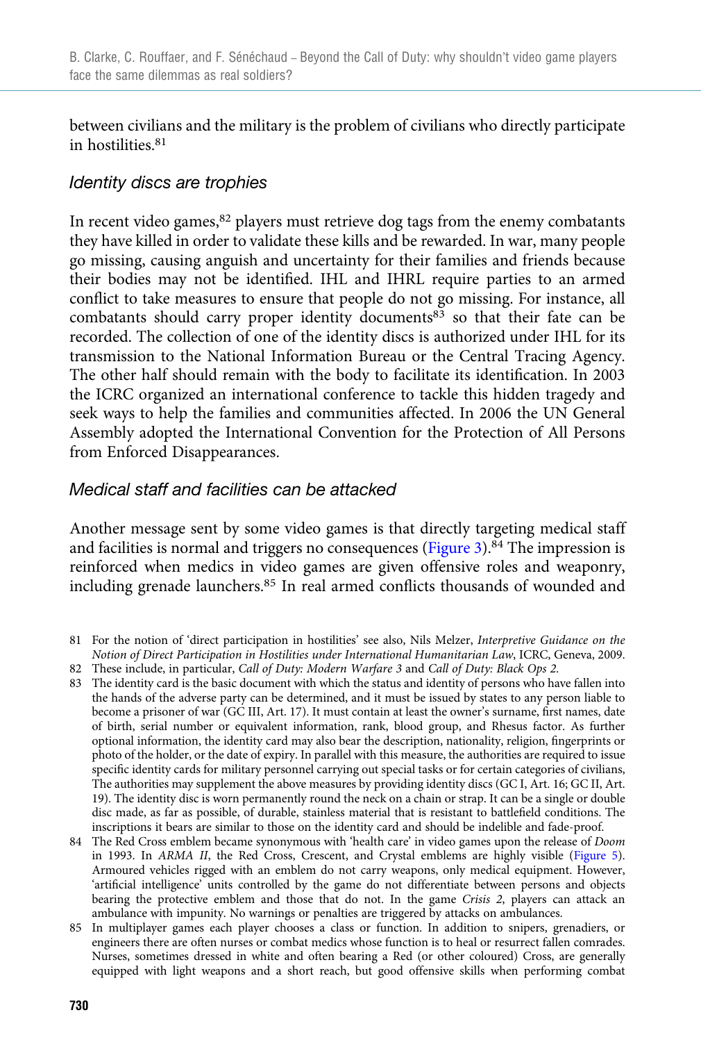between civilians and the military is the problem of civilians who directly participate in hostilities.[81]

### Identity discs are trophies

In recent video games,[82] players must retrieve dog tags from the enemy combatants they have killed in order to validate these kills and be rewarded. In war, many people go missing, causing anguish and uncertainty for their families and friends because their bodies may not be identified. IHL and IHRL require parties to an armed conflict to take measures to ensure that people do not go missing. For instance, all combatants should carry proper identity documents[83] so that their fate can be recorded. The collection of one of the identity discs is authorized under IHL for its transmission to the National Information Bureau or the Central Tracing Agency. The other half should remain with the body to facilitate its identification. In 2003 the ICRC organized an international conference to tackle this hidden tragedy and seek ways to help the families and communities affected. In 2006 the UN General Assembly adopted the International Convention for the Protection of All Persons from Enforced Disappearances.

### Medical staff and facilities can be attacked

Another message sent by some video games is that directly targeting medical staff and facilities is normal and triggers no consequences (Figure 3).[84] The impression is reinforced when medics in video games are given offensive roles and weaponry, including grenade launchers.[85] In real armed conflicts thousands of wounded and

81 For the notion of 'direct participation in hostilities' see also, Nils Melzer, *Interpretive Guidance on the Notion of Direct Participation in Hostilities under International Humanitarian Law*, ICRC, Geneva, 2009.

82 These include, in particular, *Call of Duty: Modern Warfare 3* and *Call of Duty: Black Ops 2*.

83 The identity card is the basic document with which the status and identity of persons who have fallen into the hands of the adverse party can be determined, and it must be issued by states to any person liable to become a prisoner of war (GC III, Art. 17). It must contain at least the owner's surname, first names, date of birth, serial number or equivalent information, rank, blood group, and Rhesus factor. As further optional information, the identity card may also bear the description, nationality, religion, fingerprints or photo of the holder, or the date of expiry. In parallel with this measure, the authorities are required to issue specific identity cards for military personnel carrying out special tasks or for certain categories of civilians, The authorities may supplement the above measures by providing identity discs (GC I, Art. 16; GC II, Art. 19). The identity disc is worn permanently round the neck on a chain or strap. It can be a single or double disc made, as far as possible, of durable, stainless material that is resistant to battlefield conditions. The inscriptions it bears are similar to those on the identity card and should be indelible and fade-proof.

84 The Red Cross emblem became synonymous with 'health care' in video games upon the release of *Doom* in 1993. In *ARMA II*, the Red Cross, Crescent, and Crystal emblems are highly visible (Figure 5). Armoured vehicles rigged with an emblem do not carry weapons, only medical equipment. However, 'artificial intelligence' units controlled by the game do not differentiate between persons and objects bearing the protective emblem and those that do not. In the game *Crisis 2*, players can attack an ambulance with impunity. No warnings or penalties are triggered by attacks on ambulances.

85 In multiplayer games each player chooses a class or function. In addition to snipers, grenadiers, or engineers there are often nurses or combat medics whose function is to heal or resurrect fallen comrades. Nurses, sometimes dressed in white and often bearing a Red (or other coloured) Cross, are generally equipped with light weapons and a short reach, but good offensive skills when performing combat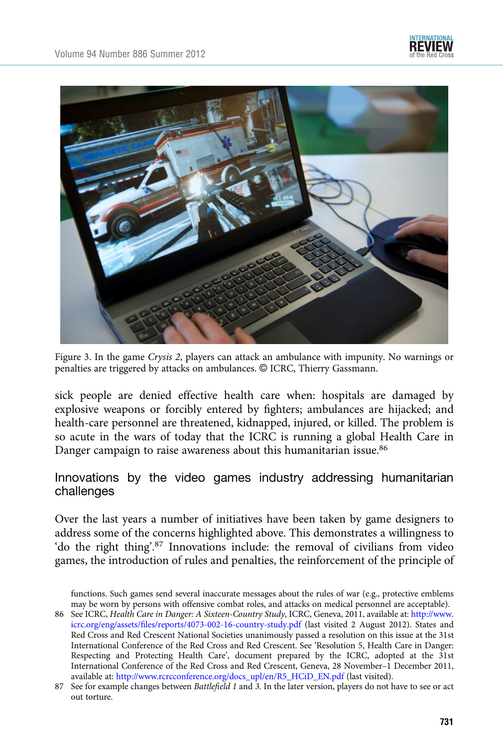Figure 3. In the game *Crysis 2*, players can attack an ambulance with impunity. No warnings or penalties are triggered by attacks on ambulances. © ICRC, Thierry Gassmann.

sick people are denied effective health care when: hospitals are damaged by explosive weapons or forcibly entered by fighters; ambulances are hijacked; and health-care personnel are threatened, kidnapped, injured, or killed. The problem is so acute in the wars of today that the ICRC is running a global Health Care in Danger campaign to raise awareness about this humanitarian issue.[86]

## Innovations by the video games industry addressing humanitarian challenges

Over the last years a number of initiatives have been taken by game designers to address some of the concerns highlighted above. This demonstrates a willingness to 'do the right thing'.[87] Innovations include: the removal of civilians from video games, the introduction of rules and penalties, the reinforcement of the principle of

functions. Such games send several inaccurate messages about the rules of war (e.g., protective emblems may be worn by persons with offensive combat roles, and attacks on medical personnel are acceptable).

86 See ICRC, *Health Care in Danger: A Sixteen-Country Study*, ICRC, Geneva, 2011, available at: http://www.icrc.org/eng/assets/files/reports/4073-002-16-country-study.pdf (last visited 2 August 2012). States and Red Cross and Red Crescent National Societies unanimously passed a resolution on this issue at the 31st International Conference of the Red Cross and Red Crescent. See 'Resolution 5, Health Care in Danger: Respecting and Protecting Health Care', document prepared by the ICRC, adopted at the 31st International Conference of the Red Cross and Red Crescent, Geneva, 28 November–1 December 2011, available at: http://www.rcrcconference.org/docs_upl/en/R5_HCiD_EN.pdf (last visited).

87 See for example changes between *Battlefield 1* and *3*. In the later version, players do not have to see or act out torture.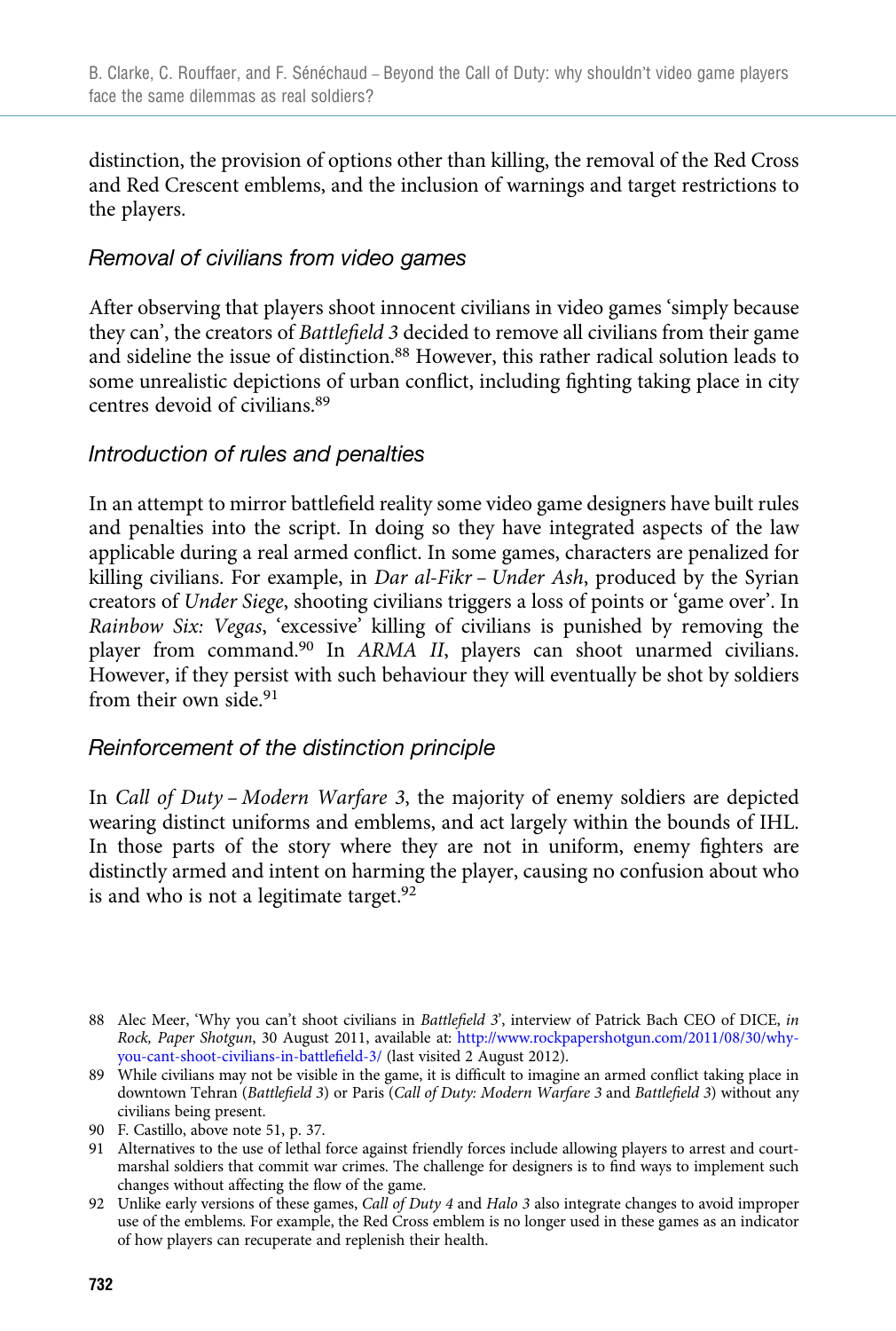distinction, the provision of options other than killing, the removal of the Red Cross and Red Crescent emblems, and the inclusion of warnings and target restrictions to the players.

### Removal of civilians from video games

After observing that players shoot innocent civilians in video games 'simply because they can', the creators of *Battlefield 3* decided to remove all civilians from their game and sideline the issue of distinction.[88] However, this rather radical solution leads to some unrealistic depictions of urban conflict, including fighting taking place in city centres devoid of civilians.[89]

### Introduction of rules and penalties

In an attempt to mirror battlefield reality some video game designers have built rules and penalties into the script. In doing so they have integrated aspects of the law applicable during a real armed conflict. In some games, characters are penalized for killing civilians. For example, in *Dar al-Fikr – Under Ash*, produced by the Syrian creators of *Under Siege*, shooting civilians triggers a loss of points or 'game over'. In *Rainbow Six: Vegas*, 'excessive' killing of civilians is punished by removing the player from command.[90] In *ARMA II*, players can shoot unarmed civilians. However, if they persist with such behaviour they will eventually be shot by soldiers from their own side.[91]

### Reinforcement of the distinction principle

In *Call of Duty – Modern Warfare 3*, the majority of enemy soldiers are depicted wearing distinct uniforms and emblems, and act largely within the bounds of IHL. In those parts of the story where they are not in uniform, enemy fighters are distinctly armed and intent on harming the player, causing no confusion about who is and who is not a legitimate target.[92]

---

88 Alec Meer, 'Why you can't shoot civilians in *Battlefield 3*', interview of Patrick Bach CEO of DICE, *in Rock, Paper Shotgun*, 30 August 2011, available at: http://www.rockpapershotgun.com/2011/08/30/why-you-cant-shoot-civilians-in-battlefield-3/ (last visited 2 August 2012).

89 While civilians may not be visible in the game, it is difficult to imagine an armed conflict taking place in downtown Tehran (*Battlefield 3*) or Paris (*Call of Duty: Modern Warfare 3* and *Battlefield 3*) without any civilians being present.

90 F. Castillo, above note 51, p. 37.

91 Alternatives to the use of lethal force against friendly forces include allowing players to arrest and court-marshal soldiers that commit war crimes. The challenge for designers is to find ways to implement such changes without affecting the flow of the game.

92 Unlike early versions of these games, *Call of Duty 4* and *Halo 3* also integrate changes to avoid improper use of the emblems. For example, the Red Cross emblem is no longer used in these games as an indicator of how players can recuperate and replenish their health.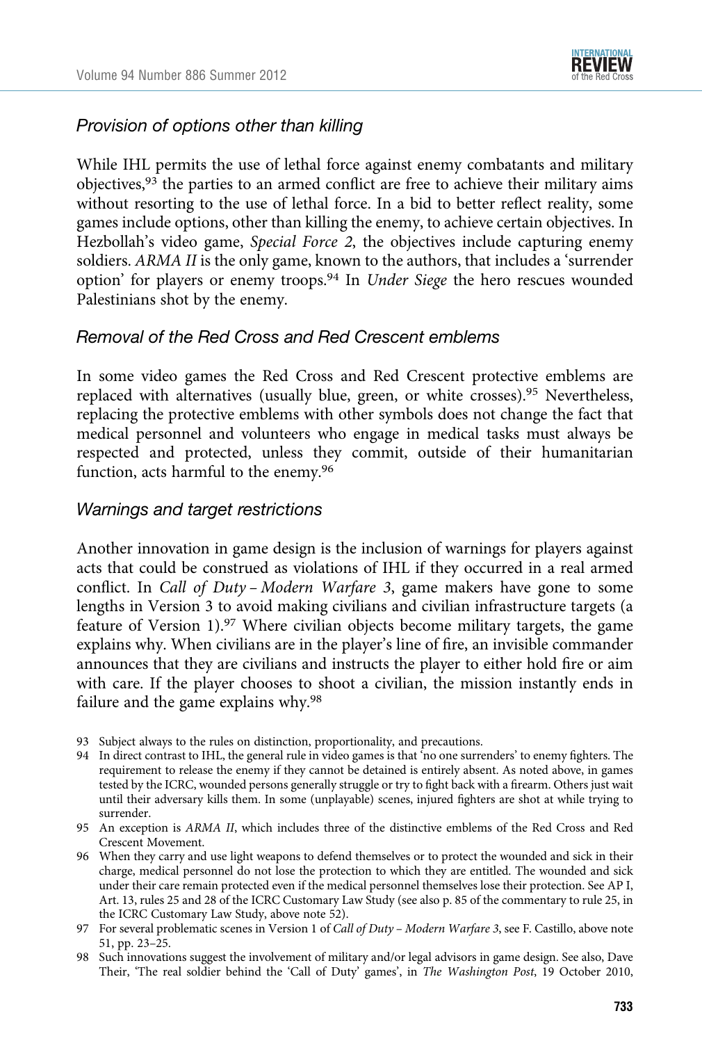### *Provision of options other than killing*

While IHL permits the use of lethal force against enemy combatants and military objectives,[93] the parties to an armed conflict are free to achieve their military aims without resorting to the use of lethal force. In a bid to better reflect reality, some games include options, other than killing the enemy, to achieve certain objectives. In Hezbollah's video game, *Special Force 2*, the objectives include capturing enemy soldiers. *ARMA II* is the only game, known to the authors, that includes a 'surrender option' for players or enemy troops.[94] In *Under Siege* the hero rescues wounded Palestinians shot by the enemy.

### *Removal of the Red Cross and Red Crescent emblems*

In some video games the Red Cross and Red Crescent protective emblems are replaced with alternatives (usually blue, green, or white crosses).[95] Nevertheless, replacing the protective emblems with other symbols does not change the fact that medical personnel and volunteers who engage in medical tasks must always be respected and protected, unless they commit, outside of their humanitarian function, acts harmful to the enemy.[96]

### *Warnings and target restrictions*

Another innovation in game design is the inclusion of warnings for players against acts that could be construed as violations of IHL if they occurred in a real armed conflict. In *Call of Duty – Modern Warfare 3*, game makers have gone to some lengths in Version 3 to avoid making civilians and civilian infrastructure targets (a feature of Version 1).[97] Where civilian objects become military targets, the game explains why. When civilians are in the player's line of fire, an invisible commander announces that they are civilians and instructs the player to either hold fire or aim with care. If the player chooses to shoot a civilian, the mission instantly ends in failure and the game explains why.[98]

93 Subject always to the rules on distinction, proportionality, and precautions.

94 In direct contrast to IHL, the general rule in video games is that 'no one surrenders' to enemy fighters. The requirement to release the enemy if they cannot be detained is entirely absent. As noted above, in games tested by the ICRC, wounded persons generally struggle or try to fight back with a firearm. Others just wait until their adversary kills them. In some (unplayable) scenes, injured fighters are shot at while trying to surrender.

95 An exception is *ARMA II*, which includes three of the distinctive emblems of the Red Cross and Red Crescent Movement.

96 When they carry and use light weapons to defend themselves or to protect the wounded and sick in their charge, medical personnel do not lose the protection to which they are entitled. The wounded and sick under their care remain protected even if the medical personnel themselves lose their protection. See AP I, Art. 13, rules 25 and 28 of the ICRC Customary Law Study (see also p. 85 of the commentary to rule 25, in the ICRC Customary Law Study, above note 52).

97 For several problematic scenes in Version 1 of *Call of Duty – Modern Warfare 3*, see F. Castillo, above note 51, pp. 23–25.

98 Such innovations suggest the involvement of military and/or legal advisors in game design. See also, Dave Their, 'The real soldier behind the 'Call of Duty' games', in *The Washington Post*, 19 October 2010,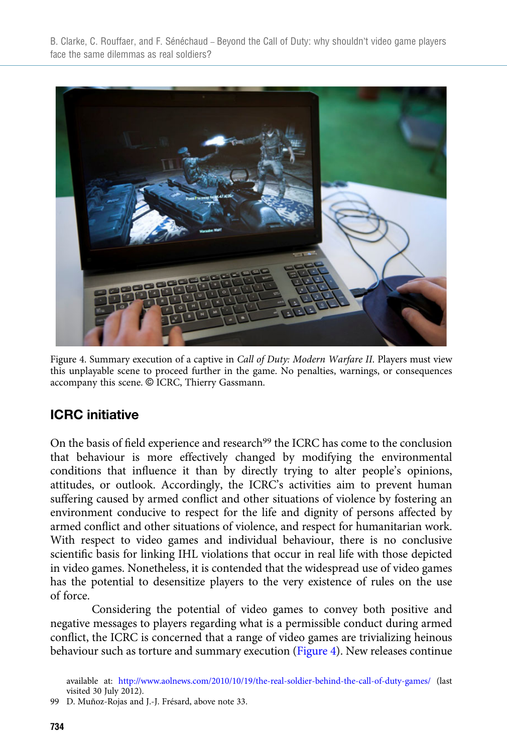Figure 4. Summary execution of a captive in *Call of Duty: Modern Warfare II*. Players must view this unplayable scene to proceed further in the game. No penalties, warnings, or consequences accompany this scene. © ICRC, Thierry Gassmann.

## ICRC initiative

On the basis of field experience and research[99] the ICRC has come to the conclusion that behaviour is more effectively changed by modifying the environmental conditions that influence it than by directly trying to alter people's opinions, attitudes, or outlook. Accordingly, the ICRC's activities aim to prevent human suffering caused by armed conflict and other situations of violence by fostering an environment conducive to respect for the life and dignity of persons affected by armed conflict and other situations of violence, and respect for humanitarian work. With respect to video games and individual behaviour, there is no conclusive scientific basis for linking IHL violations that occur in real life with those depicted in video games. Nonetheless, it is contended that the widespread use of video games has the potential to desensitize players to the very existence of rules on the use of force.

Considering the potential of video games to convey both positive and negative messages to players regarding what is a permissible conduct during armed conflict, the ICRC is concerned that a range of video games are trivializing heinous behaviour such as torture and summary execution (Figure 4). New releases continue

available at: http://www.aolnews.com/2010/10/19/the-real-soldier-behind-the-call-of-duty-games/ (last visited 30 July 2012).

99 D. Muñoz-Rojas and J.-J. Frésard, above note 33.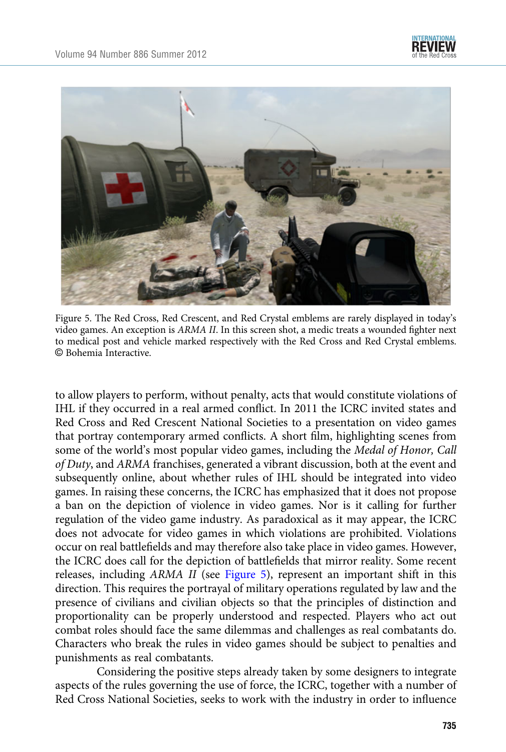Figure 5. The Red Cross, Red Crescent, and Red Crystal emblems are rarely displayed in today's video games. An exception is *ARMA II*. In this screen shot, a medic treats a wounded fighter next to medical post and vehicle marked respectively with the Red Cross and Red Crystal emblems. © Bohemia Interactive.

to allow players to perform, without penalty, acts that would constitute violations of IHL if they occurred in a real armed conflict. In 2011 the ICRC invited states and Red Cross and Red Crescent National Societies to a presentation on video games that portray contemporary armed conflicts. A short film, highlighting scenes from some of the world's most popular video games, including the *Medal of Honor, Call of Duty*, and *ARMA* franchises, generated a vibrant discussion, both at the event and subsequently online, about whether rules of IHL should be integrated into video games. In raising these concerns, the ICRC has emphasized that it does not propose a ban on the depiction of violence in video games. Nor is it calling for further regulation of the video game industry. As paradoxical as it may appear, the ICRC does not advocate for video games in which violations are prohibited. Violations occur on real battlefields and may therefore also take place in video games. However, the ICRC does call for the depiction of battlefields that mirror reality. Some recent releases, including *ARMA II* (see Figure 5), represent an important shift in this direction. This requires the portrayal of military operations regulated by law and the presence of civilians and civilian objects so that the principles of distinction and proportionality can be properly understood and respected. Players who act out combat roles should face the same dilemmas and challenges as real combatants do. Characters who break the rules in video games should be subject to penalties and punishments as real combatants.

Considering the positive steps already taken by some designers to integrate aspects of the rules governing the use of force, the ICRC, together with a number of Red Cross National Societies, seeks to work with the industry in order to influence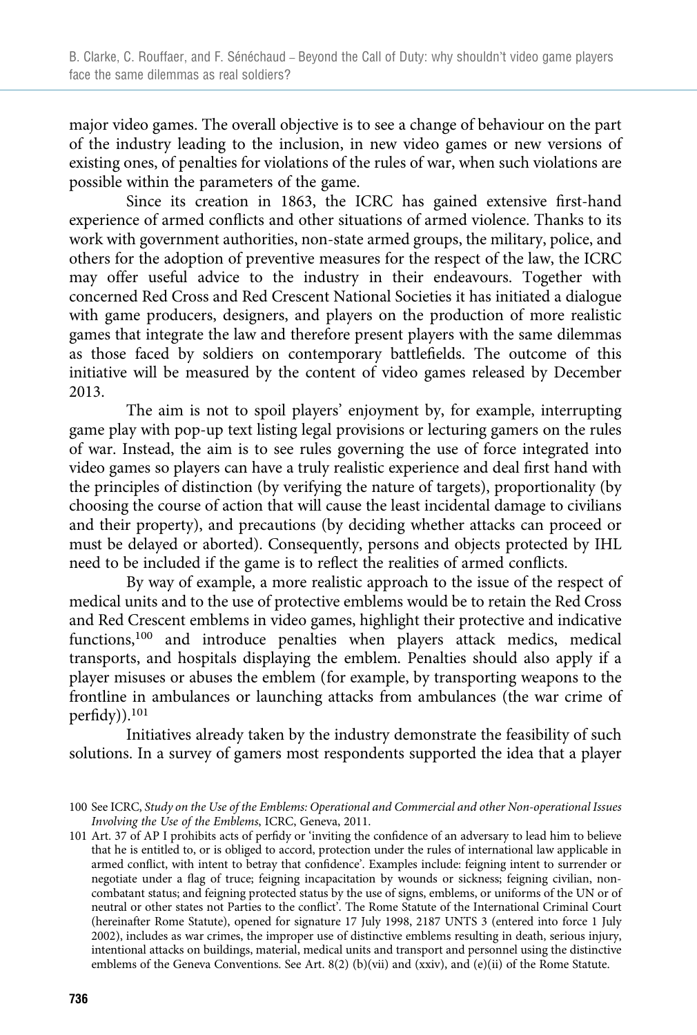major video games. The overall objective is to see a change of behaviour on the part of the industry leading to the inclusion, in new video games or new versions of existing ones, of penalties for violations of the rules of war, when such violations are possible within the parameters of the game.

Since its creation in 1863, the ICRC has gained extensive first-hand experience of armed conflicts and other situations of armed violence. Thanks to its work with government authorities, non-state armed groups, the military, police, and others for the adoption of preventive measures for the respect of the law, the ICRC may offer useful advice to the industry in their endeavours. Together with concerned Red Cross and Red Crescent National Societies it has initiated a dialogue with game producers, designers, and players on the production of more realistic games that integrate the law and therefore present players with the same dilemmas as those faced by soldiers on contemporary battlefields. The outcome of this initiative will be measured by the content of video games released by December 2013.

The aim is not to spoil players' enjoyment by, for example, interrupting game play with pop-up text listing legal provisions or lecturing gamers on the rules of war. Instead, the aim is to see rules governing the use of force integrated into video games so players can have a truly realistic experience and deal first hand with the principles of distinction (by verifying the nature of targets), proportionality (by choosing the course of action that will cause the least incidental damage to civilians and their property), and precautions (by deciding whether attacks can proceed or must be delayed or aborted). Consequently, persons and objects protected by IHL need to be included if the game is to reflect the realities of armed conflicts.

By way of example, a more realistic approach to the issue of the respect of medical units and to the use of protective emblems would be to retain the Red Cross and Red Crescent emblems in video games, highlight their protective and indicative functions,[100] and introduce penalties when players attack medics, medical transports, and hospitals displaying the emblem. Penalties should also apply if a player misuses or abuses the emblem (for example, by transporting weapons to the frontline in ambulances or launching attacks from ambulances (the war crime of perfidy)).[101]

Initiatives already taken by the industry demonstrate the feasibility of such solutions. In a survey of gamers most respondents supported the idea that a player

100 See ICRC, *Study on the Use of the Emblems: Operational and Commercial and other Non-operational Issues Involving the Use of the Emblems*, ICRC, Geneva, 2011.

101 Art. 37 of AP I prohibits acts of perfidy or 'inviting the confidence of an adversary to lead him to believe that he is entitled to, or is obliged to accord, protection under the rules of international law applicable in armed conflict, with intent to betray that confidence'. Examples include: feigning intent to surrender or negotiate under a flag of truce; feigning incapacitation by wounds or sickness; feigning civilian, non-combatant status; and feigning protected status by the use of signs, emblems, or uniforms of the UN or of neutral or other states not Parties to the conflict'. The Rome Statute of the International Criminal Court (hereinafter Rome Statute), opened for signature 17 July 1998, 2187 UNTS 3 (entered into force 1 July 2002), includes as war crimes, the improper use of distinctive emblems resulting in death, serious injury, intentional attacks on buildings, material, medical units and transport and personnel using the distinctive emblems of the Geneva Conventions. See Art. 8(2) (b)(vii) and (xxiv), and (e)(ii) of the Rome Statute.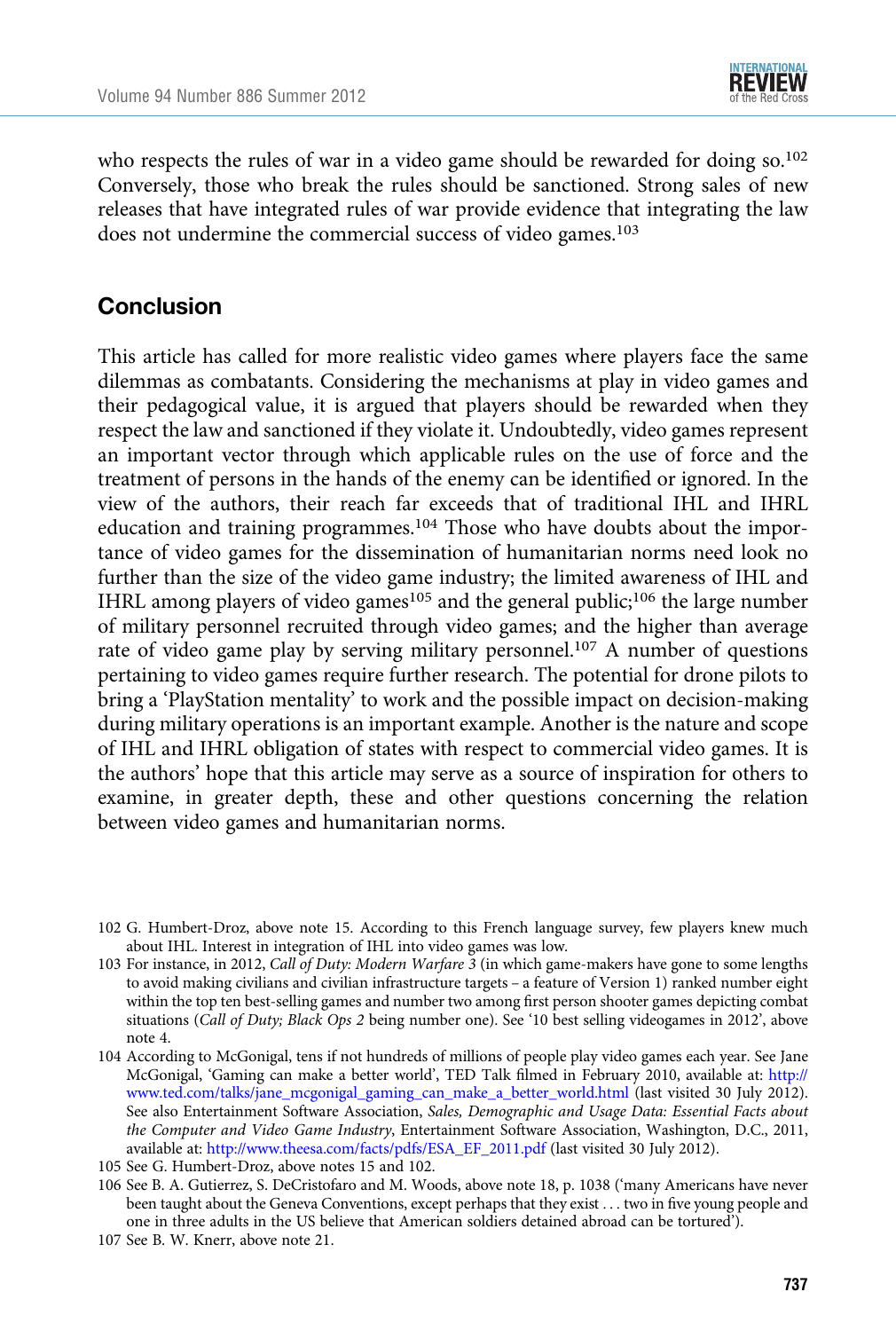who respects the rules of war in a video game should be rewarded for doing so.[102] Conversely, those who break the rules should be sanctioned. Strong sales of new releases that have integrated rules of war provide evidence that integrating the law does not undermine the commercial success of video games.[103]

## Conclusion

This article has called for more realistic video games where players face the same dilemmas as combatants. Considering the mechanisms at play in video games and their pedagogical value, it is argued that players should be rewarded when they respect the law and sanctioned if they violate it. Undoubtedly, video games represent an important vector through which applicable rules on the use of force and the treatment of persons in the hands of the enemy can be identified or ignored. In the view of the authors, their reach far exceeds that of traditional IHL and IHRL education and training programmes.[104] Those who have doubts about the importance of video games for the dissemination of humanitarian norms need look no further than the size of the video game industry; the limited awareness of IHL and IHRL among players of video games[105] and the general public;[106] the large number of military personnel recruited through video games; and the higher than average rate of video game play by serving military personnel.[107] A number of questions pertaining to video games require further research. The potential for drone pilots to bring a 'PlayStation mentality' to work and the possible impact on decision-making during military operations is an important example. Another is the nature and scope of IHL and IHRL obligation of states with respect to commercial video games. It is the authors' hope that this article may serve as a source of inspiration for others to examine, in greater depth, these and other questions concerning the relation between video games and humanitarian norms.

102 G. Humbert-Droz, above note 15. According to this French language survey, few players knew much about IHL. Interest in integration of IHL into video games was low.

103 For instance, in 2012, *Call of Duty: Modern Warfare 3* (in which game-makers have gone to some lengths to avoid making civilians and civilian infrastructure targets – a feature of Version 1) ranked number eight within the top ten best-selling games and number two among first person shooter games depicting combat situations (*Call of Duty; Black Ops 2* being number one). See '10 best selling videogames in 2012', above note 4.

104 According to McGonigal, tens if not hundreds of millions of people play video games each year. See Jane McGonigal, 'Gaming can make a better world', TED Talk filmed in February 2010, available at: http://www.ted.com/talks/jane_mcgonigal_gaming_can_make_a_better_world.html (last visited 30 July 2012). See also Entertainment Software Association, *Sales, Demographic and Usage Data: Essential Facts about the Computer and Video Game Industry*, Entertainment Software Association, Washington, D.C., 2011, available at: http://www.theesa.com/facts/pdfs/ESA_EF_2011.pdf (last visited 30 July 2012).

105 See G. Humbert-Droz, above notes 15 and 102.

106 See B. A. Gutierrez, S. DeCristofaro and M. Woods, above note 18, p. 1038 ('many Americans have never been taught about the Geneva Conventions, except perhaps that they exist . . . two in five young people and one in three adults in the US believe that American soldiers detained abroad can be tortured').

107 See B. W. Knerr, above note 21.